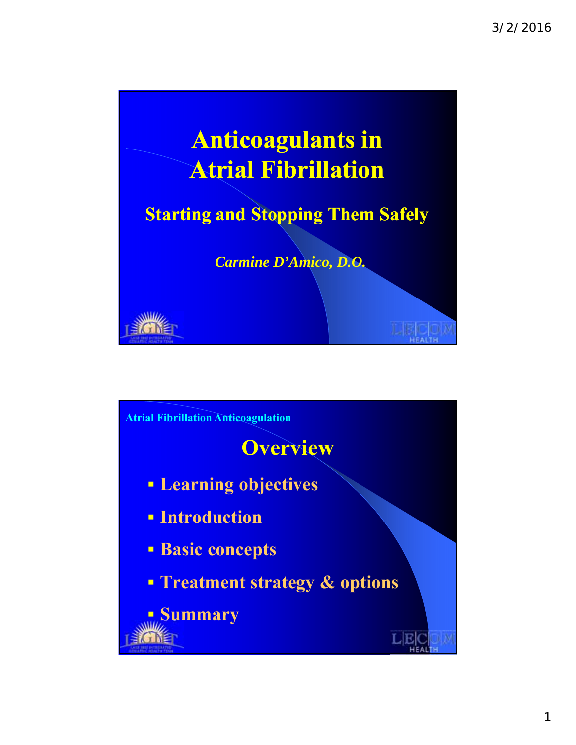# Anticoagulants in Atrial Fibrillation

## Starting and Stopping Them Safely

*Carmine D'Amico, D.O.*

---

Atrial Fibrillation Anticoagulation

## Overview

- Learning objectives
- Introduction
- Basic concepts
- Treatment strategy & options
- Summary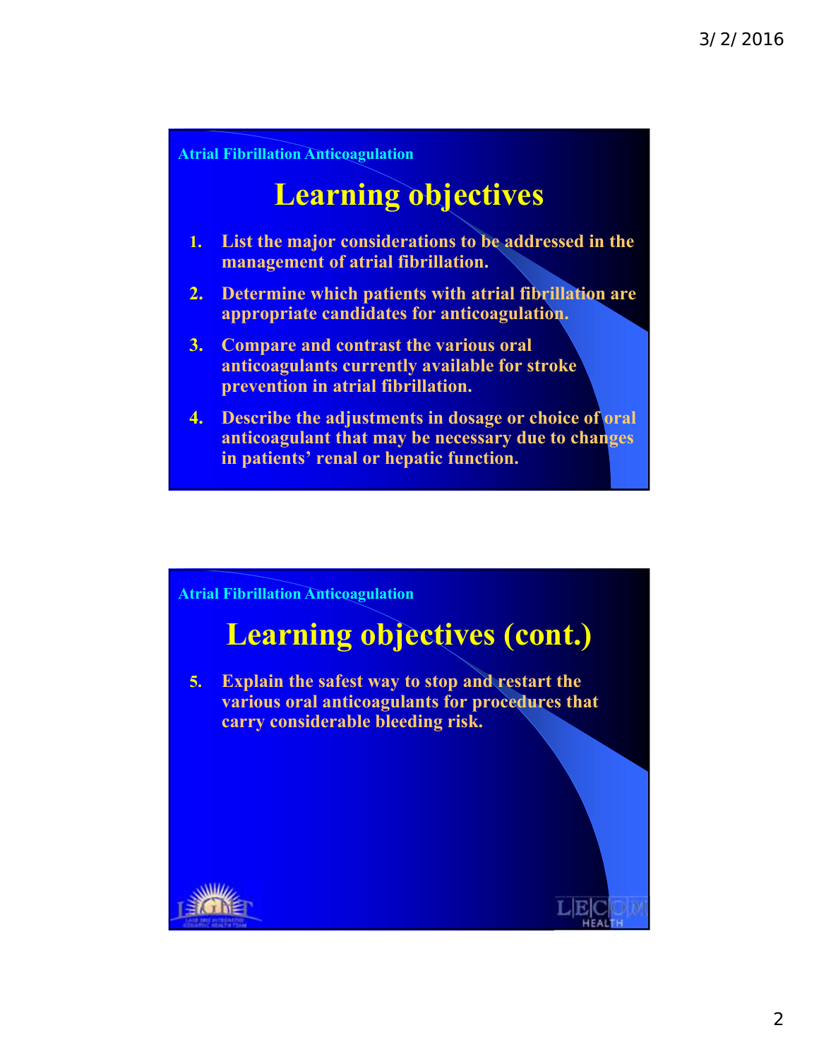Atrial Fibrillation Anticoagulation

## Learning objectives

1. List the major considerations to be addressed in the management of atrial fibrillation.
2. Determine which patients with atrial fibrillation are appropriate candidates for anticoagulation.
3. Compare and contrast the various oral anticoagulants currently available for stroke prevention in atrial fibrillation.
4. Describe the adjustments in dosage or choice of oral anticoagulant that may be necessary due to changes in patients' renal or hepatic function.

Atrial Fibrillation Anticoagulation

## Learning objectives (cont.)

5. Explain the safest way to stop and restart the various oral anticoagulants for procedures that carry considerable bleeding risk.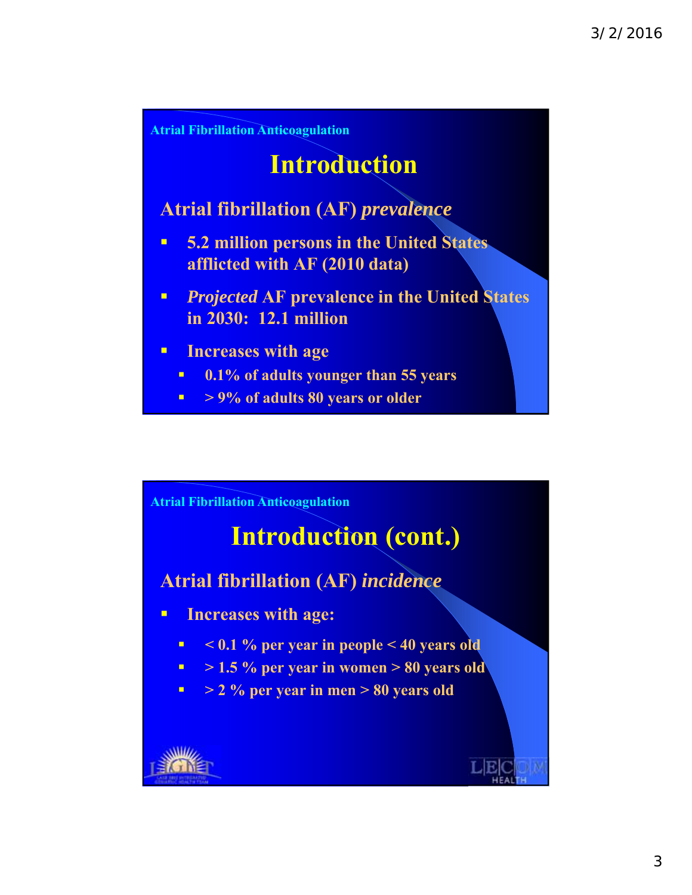Atrial Fibrillation Anticoagulation

# Introduction

## Atrial fibrillation (AF) *prevalence*

- 5.2 million persons in the United States afflicted with AF (2010 data)
- *Projected* AF prevalence in the United States in 2030: 12.1 million
- Increases with age
  - 0.1% of adults younger than 55 years
  - > 9% of adults 80 years or older

Atrial Fibrillation Anticoagulation

# Introduction (cont.)

## Atrial fibrillation (AF) *incidence*

- Increases with age:
  - < 0.1 % per year in people < 40 years old
  - > 1.5 % per year in women > 80 years old
  - > 2 % per year in men > 80 years old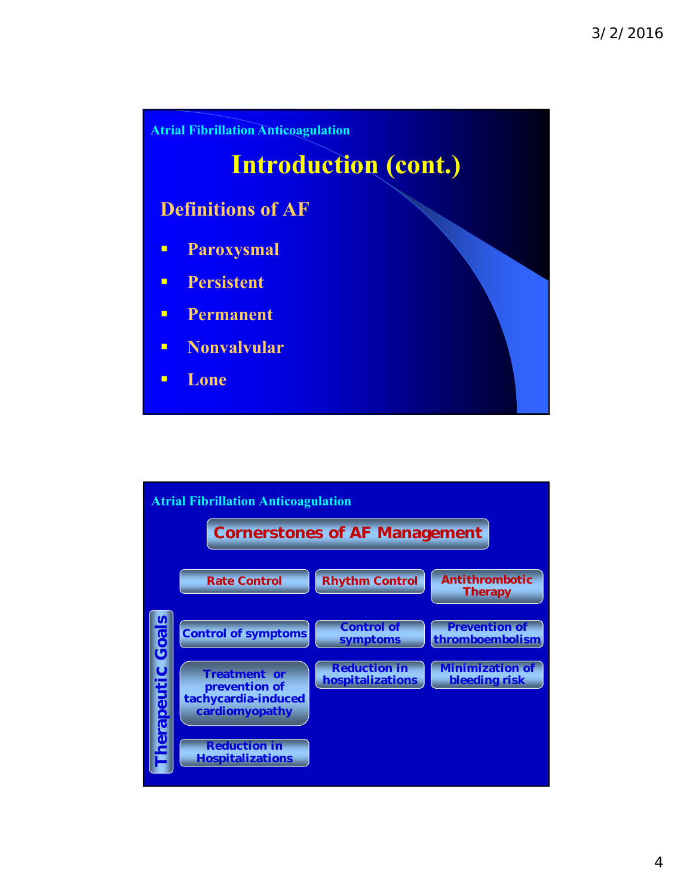Atrial Fibrillation Anticoagulation

# Introduction (cont.)

## Definitions of AF

- Paroxysmal
- Persistent
- Permanent
- Nonvalvular
- Lone

Atrial Fibrillation Anticoagulation

## Cornerstones of AF Management

| Therapeutic Goals | Rate Control | Rhythm Control | Antithrombotic Therapy |
|---|---|---|---|
| | Control of symptoms | Control of symptoms | Prevention of thromboembolism |
| | Treatment or prevention of tachycardia-induced cardiomyopathy | Reduction in hospitalizations | Minimization of bleeding risk |
| | Reduction in Hospitalizations | | |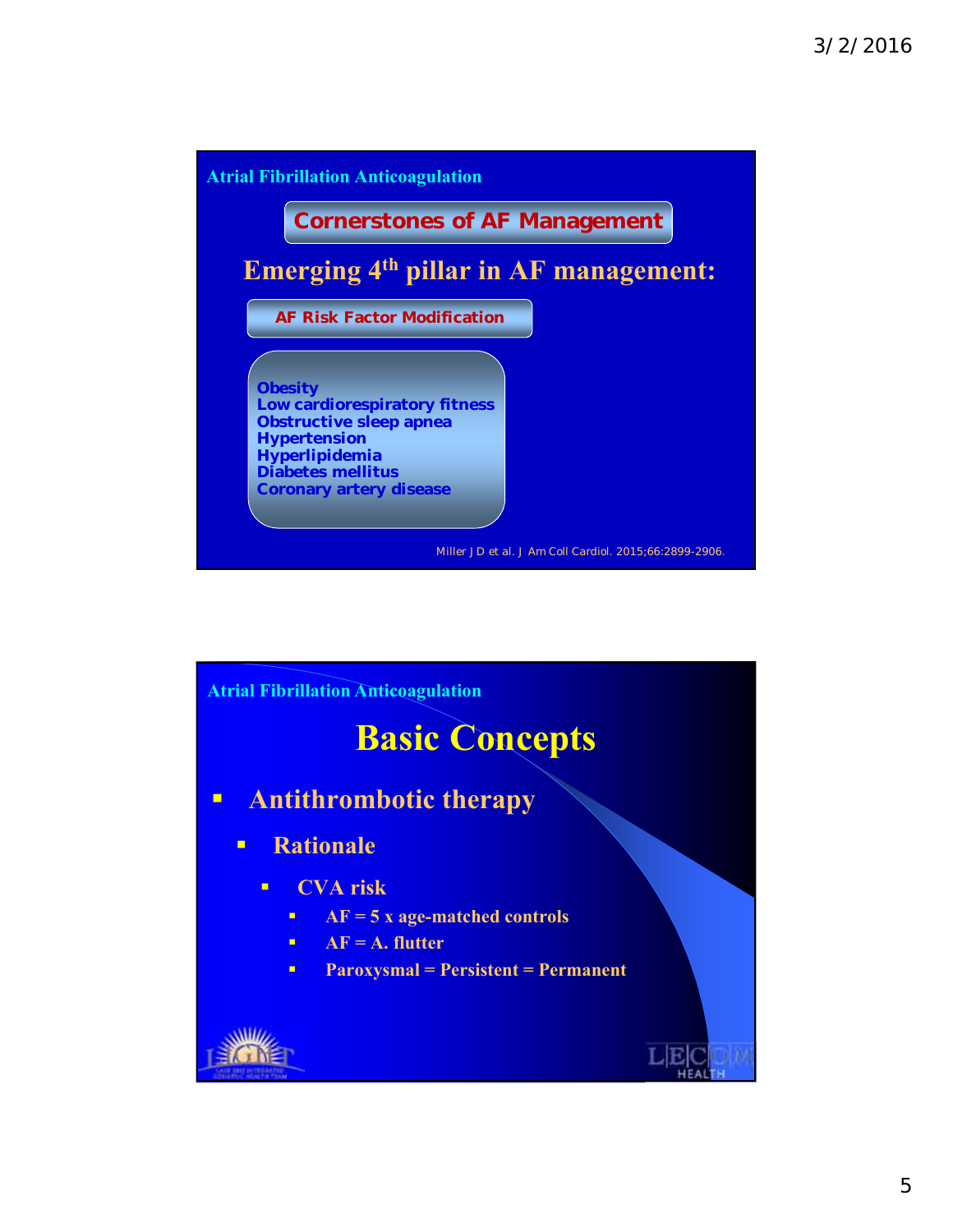Atrial Fibrillation Anticoagulation

## Cornerstones of AF Management

### Emerging 4th pillar in AF management:

**AF Risk Factor Modification**

- Obesity
- Low cardiorespiratory fitness
- Obstructive sleep apnea
- Hypertension
- Hyperlipidemia
- Diabetes mellitus
- Coronary artery disease

Miller J D et al. J Am Coll Cardiol. 2015;66:2899-2906.

Atrial Fibrillation Anticoagulation

## Basic Concepts

- Antithrombotic therapy
  - Rationale
    - CVA risk
      - AF = 5 x age-matched controls
      - AF = A. flutter
      - Paroxysmal = Persistent = Permanent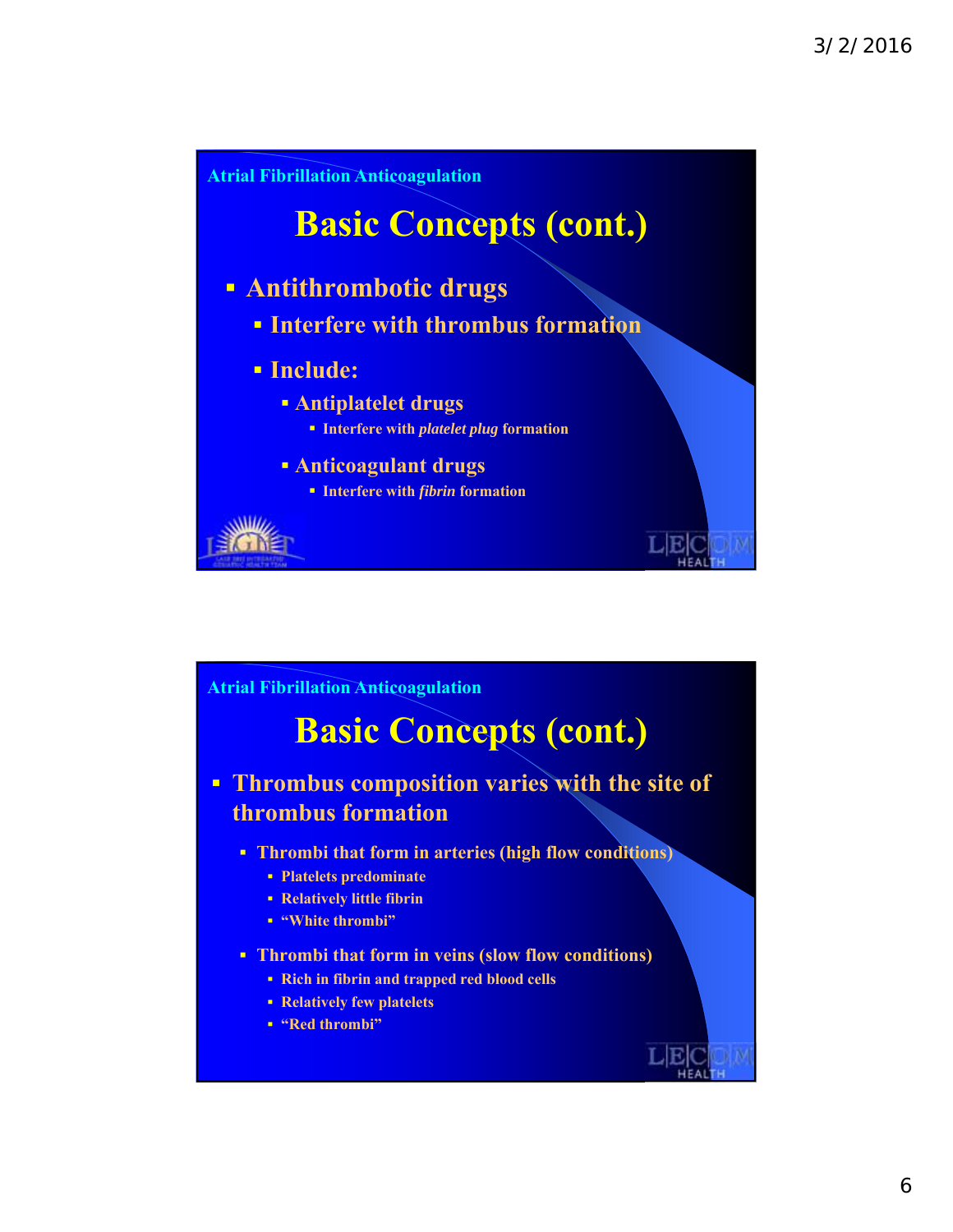Atrial Fibrillation Anticoagulation

## Basic Concepts (cont.)

- Antithrombotic drugs
  - Interfere with thrombus formation
  - Include:
    - Antiplatelet drugs
      - Interfere with *platelet plug* formation
    - Anticoagulant drugs
      - Interfere with *fibrin* formation

Atrial Fibrillation Anticoagulation

## Basic Concepts (cont.)

- Thrombus composition varies with the site of thrombus formation
  - Thrombi that form in arteries (high flow conditions)
    - Platelets predominate
    - Relatively little fibrin
    - "White thrombi"
  - Thrombi that form in veins (slow flow conditions)
    - Rich in fibrin and trapped red blood cells
    - Relatively few platelets
    - "Red thrombi"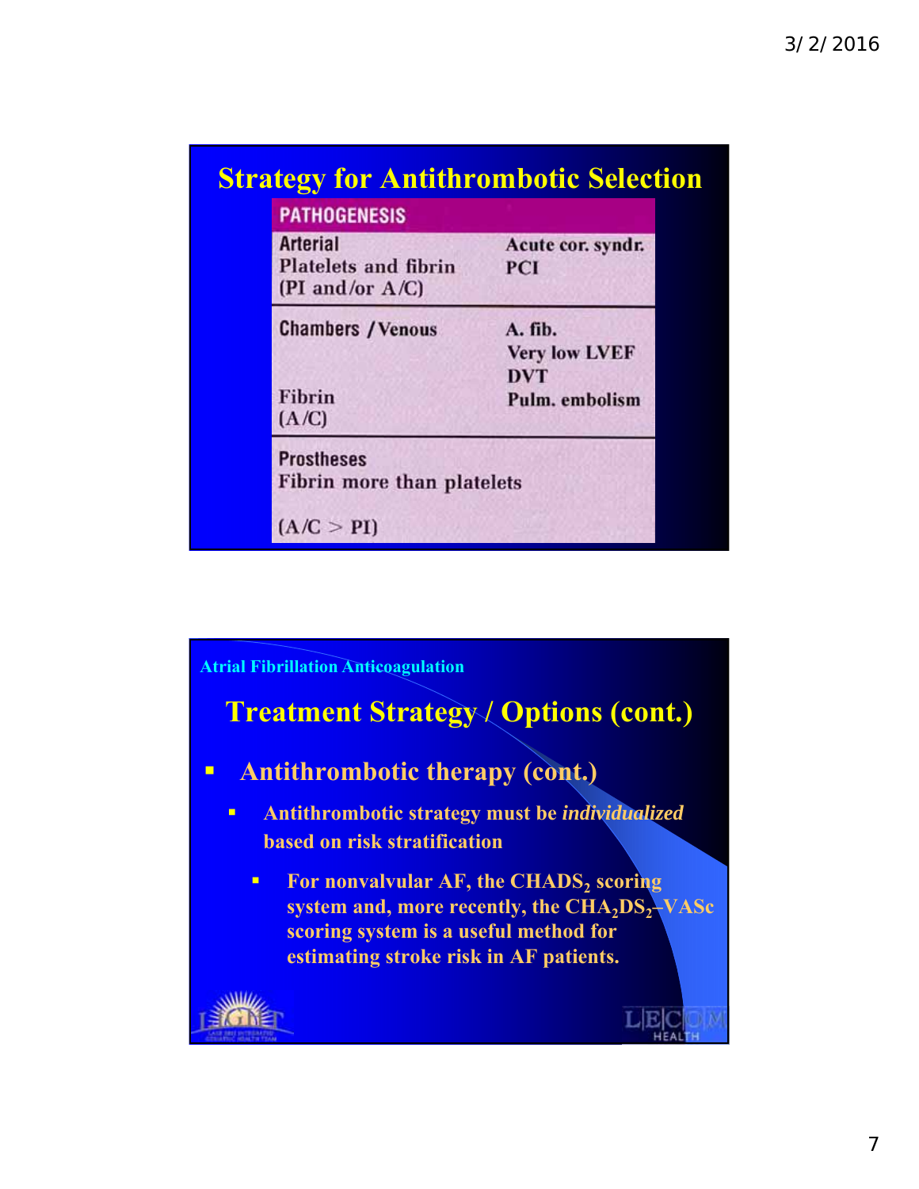## Strategy for Antithrombotic Selection

| PATHOGENESIS | |
|---|---|
| Arterial<br>Platelets and fibrin<br>(PI and/or A/C) | Acute cor. syndr.<br>PCI |
| Chambers / Venous<br>Fibrin<br>(A/C) | A. fib.<br>Very low LVEF<br>DVT<br>Pulm. embolism |
| Prostheses<br>Fibrin more than platelets<br>(A/C > PI) | |

Atrial Fibrillation Anticoagulation

## Treatment Strategy / Options (cont.)

- Antithrombotic therapy (cont.)
  - Antithrombotic strategy must be *individualized* based on risk stratification
    - For nonvalvular AF, the $CHADS_2$ scoring system and, more recently, the $CHA_2DS_2$–VASc scoring system is a useful method for estimating stroke risk in AF patients.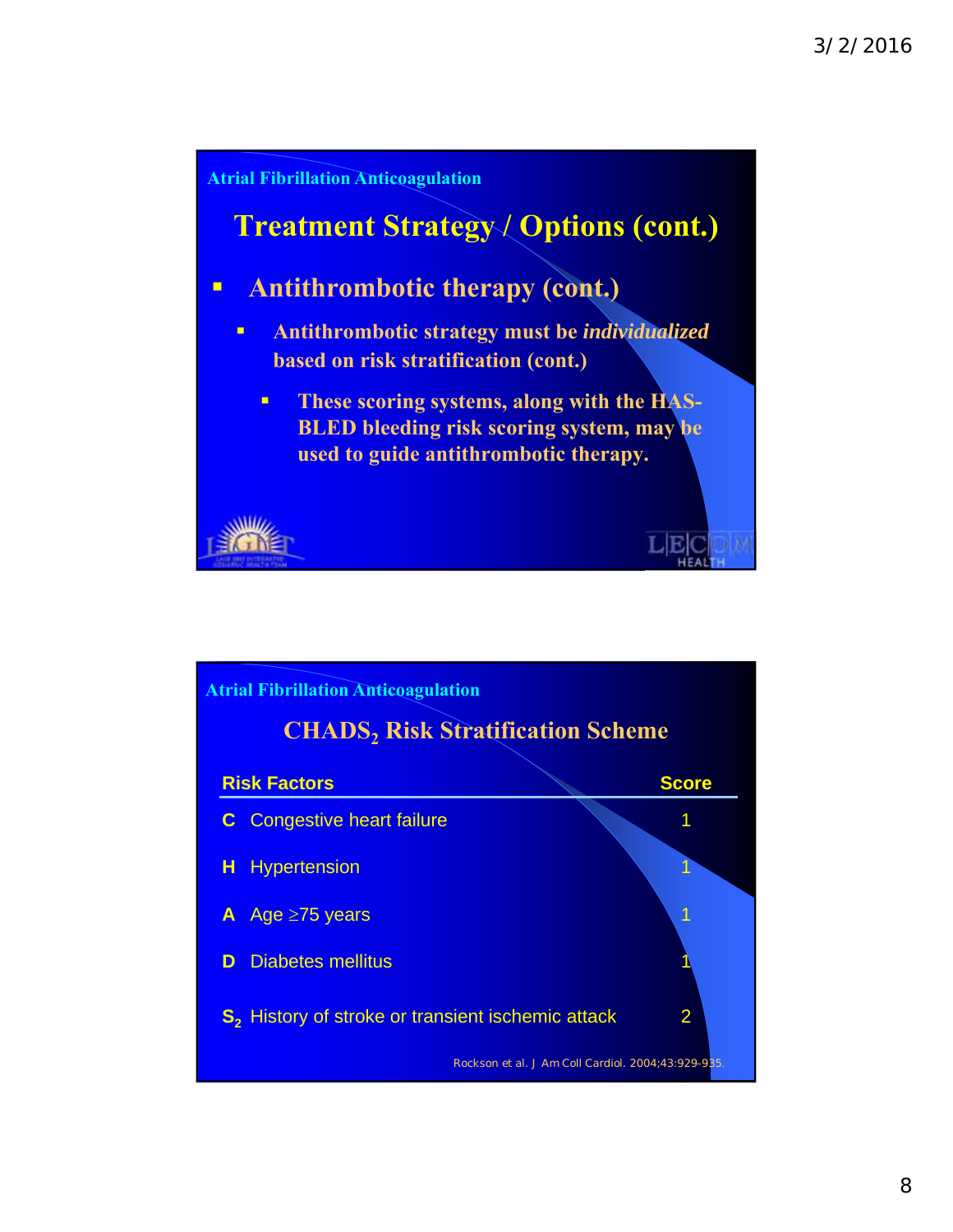Atrial Fibrillation Anticoagulation

## Treatment Strategy / Options (cont.)

- **Antithrombotic therapy (cont.)**
  - **Antithrombotic strategy must be *individualized* based on risk stratification (cont.)**
    - **These scoring systems, along with the HAS-BLED bleeding risk scoring system, may be used to guide antithrombotic therapy.**

Atrial Fibrillation Anticoagulation

## $CHADS_2$ Risk Stratification Scheme

| Risk Factors | | Score |
|---|---|---|
| C | Congestive heart failure | 1 |
| H | Hypertension | 1 |
| A | Age ≥75 years | 1 |
| D | Diabetes mellitus | 1 |
| $S_2$ | History of stroke or transient ischemic attack | 2 |

Rockson et al. J Am Coll Cardiol. 2004;43:929-935.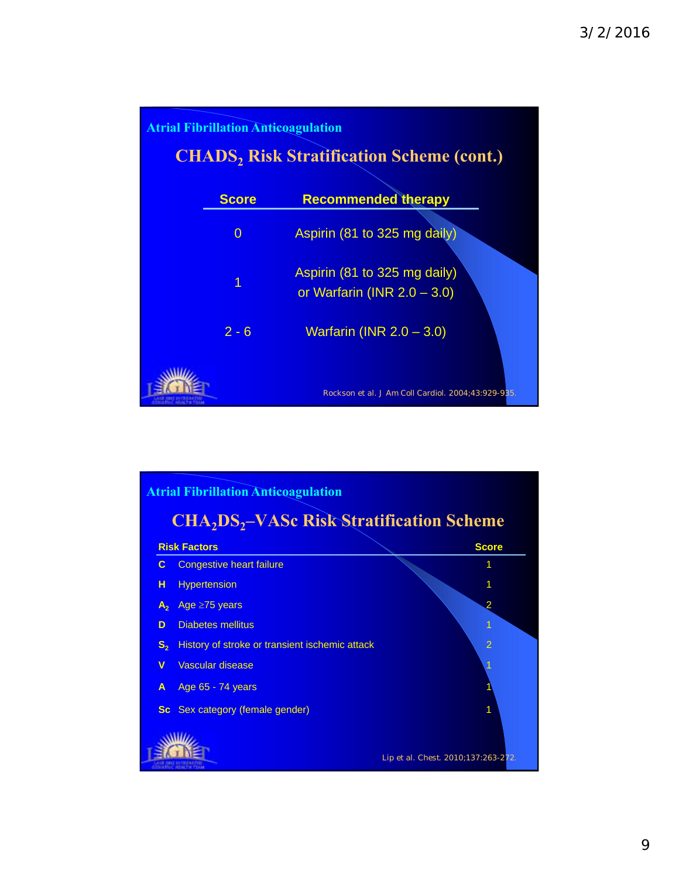## Atrial Fibrillation Anticoagulation

### $CHADS_2$ Risk Stratification Scheme (cont.)

| Score | Recommended therapy |
|---|---|
| 0 | Aspirin (81 to 325 mg daily) |
| 1 | Aspirin (81 to 325 mg daily) or Warfarin (INR 2.0 – 3.0) |
| 2 - 6 | Warfarin (INR 2.0 – 3.0) |

Rockson et al. J Am Coll Cardiol. 2004;43:929-935.

## Atrial Fibrillation Anticoagulation

### $CHA_2DS_2$–VASc Risk Stratification Scheme

| | Risk Factors | Score |
|---|---|---|
| **C** | Congestive heart failure | 1 |
| **H** | Hypertension | 1 |
| **$A_2$** | Age ≥75 years | 2 |
| **D** | Diabetes mellitus | 1 |
| **$S_2$** | History of stroke or transient ischemic attack | 2 |
| **V** | Vascular disease | 1 |
| **A** | Age 65 - 74 years | 1 |
| **Sc** | Sex category (female gender) | 1 |

Lip et al. Chest. 2010;137:263-272.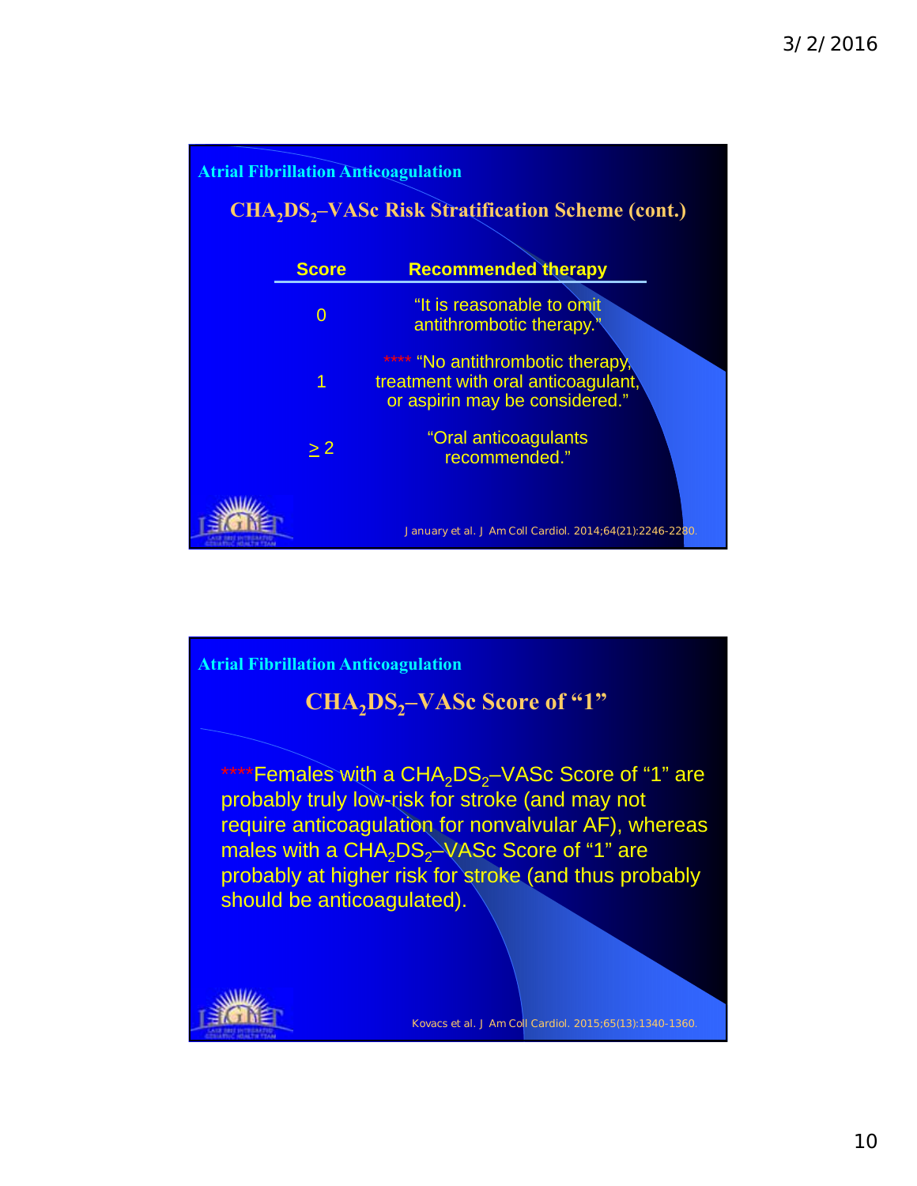### Atrial Fibrillation Anticoagulation

## $CHA_2DS_2$–VASc Risk Stratification Scheme (cont.)

| Score | Recommended therapy |
|---|---|
| 0 | "It is reasonable to omit antithrombotic therapy." |
| 1 | **** "No antithrombotic therapy, treatment with oral anticoagulant, or aspirin may be considered." |
| ≥ 2 | "Oral anticoagulants recommended." |

January et al. J Am Coll Cardiol. 2014;64(21):2246-2280.

### Atrial Fibrillation Anticoagulation

## $CHA_2DS_2$–VASc Score of "1"

****Females with a $CHA_2DS_2$–VASc Score of "1" are probably truly low-risk for stroke (and may not require anticoagulation for nonvalvular AF), whereas males with a $CHA_2DS_2$–VASc Score of "1" are probably at higher risk for stroke (and thus probably should be anticoagulated).

Kovacs et al. J Am Coll Cardiol. 2015;65(13):1340-1360.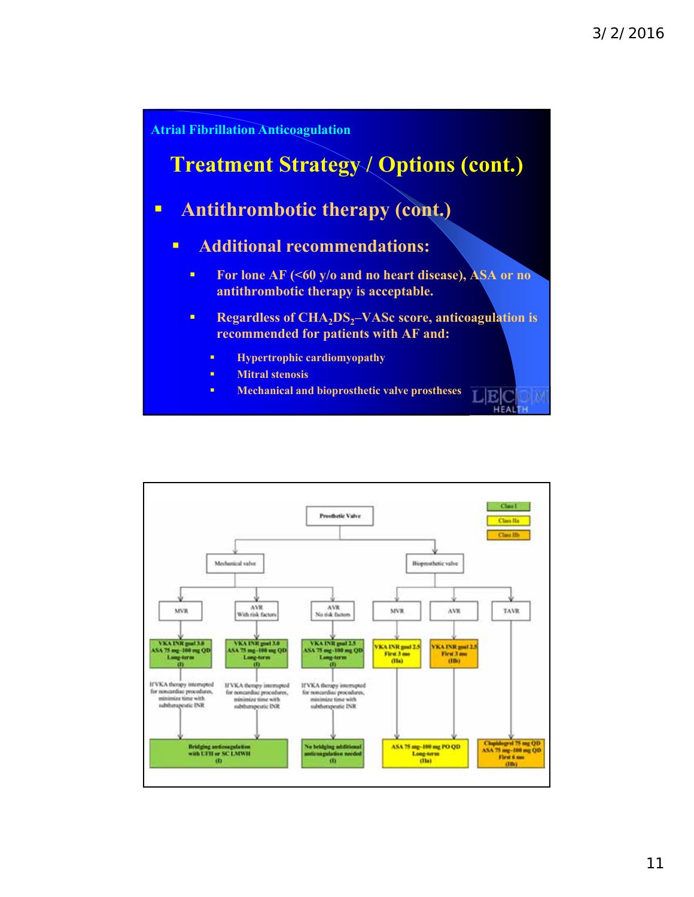Atrial Fibrillation Anticoagulation

# Treatment Strategy / Options (cont.)

- **Antithrombotic therapy (cont.)**
  - **Additional recommendations:**
    - For lone AF (<60 y/o and no heart disease), ASA or no antithrombotic therapy is acceptable.
    - Regardless of $CHA_2DS_2$–VASc score, anticoagulation is recommended for patients with AF and:
      - Hypertrophic cardiomyopathy
      - Mitral stenosis
      - Mechanical and bioprosthetic valve prostheses

LECOM HEALTH

Prosthetic Valve

Class I | Class IIa | Class IIb

**Mechanical valve**

- MVR: VKA INR goal 3.0, ASA 75 mg–100 mg QD, Long-term (I)
  - If VKA therapy interrupted for noncardiac procedures, minimize time with subtherapeutic INR
- AVR With risk factors: VKA INR goal 3.0, ASA 75 mg–100 mg QD, Long-term (I)
  - If VKA therapy interrupted for noncardiac procedures, minimize time with subtherapeutic INR
- MVR / AVR with risk factors: Bridging anticoagulation with UFH or SC LMWH (I)
- AVR No risk factors: VKA INR goal 2.5, ASA 75 mg–100 mg QD, Long-term (I)
  - If VKA therapy interrupted for noncardiac procedures, minimize time with subtherapeutic INR
  - No bridging additional anticoagulation needed (I)

**Bioprosthetic valve**

- MVR: VKA INR goal 2.5, First 3 mo (IIa)
- AVR: VKA INR goal 2.5, First 3 mo (IIb)
- MVR / AVR: ASA 75 mg–100 mg PO QD, Long-term (IIa)
- TAVR: Clopidogrel 75 mg QD, ASA 75 mg–100 mg QD, First 6 mo (IIb)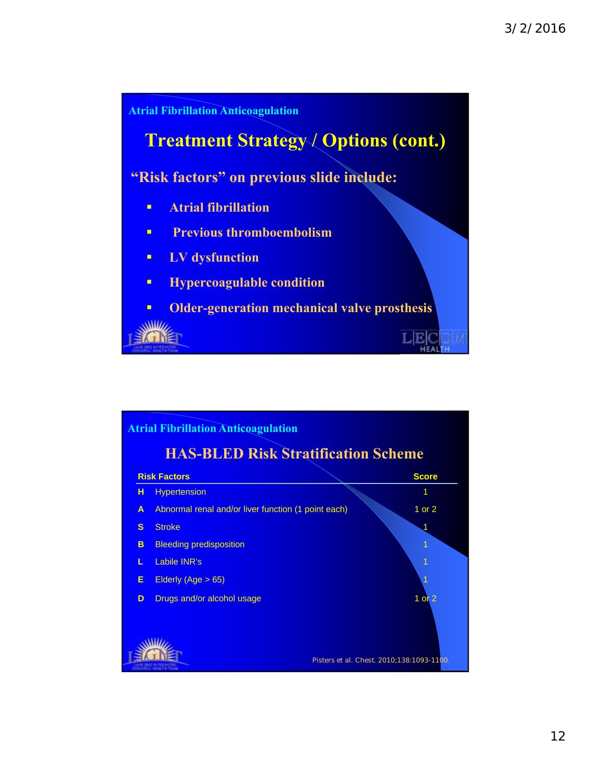Atrial Fibrillation Anticoagulation

# Treatment Strategy / Options (cont.)

## "Risk factors" on previous slide include:

- Atrial fibrillation
- Previous thromboembolism
- LV dysfunction
- Hypercoagulable condition
- Older-generation mechanical valve prosthesis

Atrial Fibrillation Anticoagulation

# HAS-BLED Risk Stratification Scheme

| | Risk Factors | Score |
|---|---|---|
| H | Hypertension | 1 |
| A | Abnormal renal and/or liver function (1 point each) | 1 or 2 |
| S | Stroke | 1 |
| B | Bleeding predisposition | 1 |
| L | Labile INR's | 1 |
| E | Elderly (Age > 65) | 1 |
| D | Drugs and/or alcohol usage | 1 or 2 |

Pisters et al. Chest. 2010;138:1093-1100.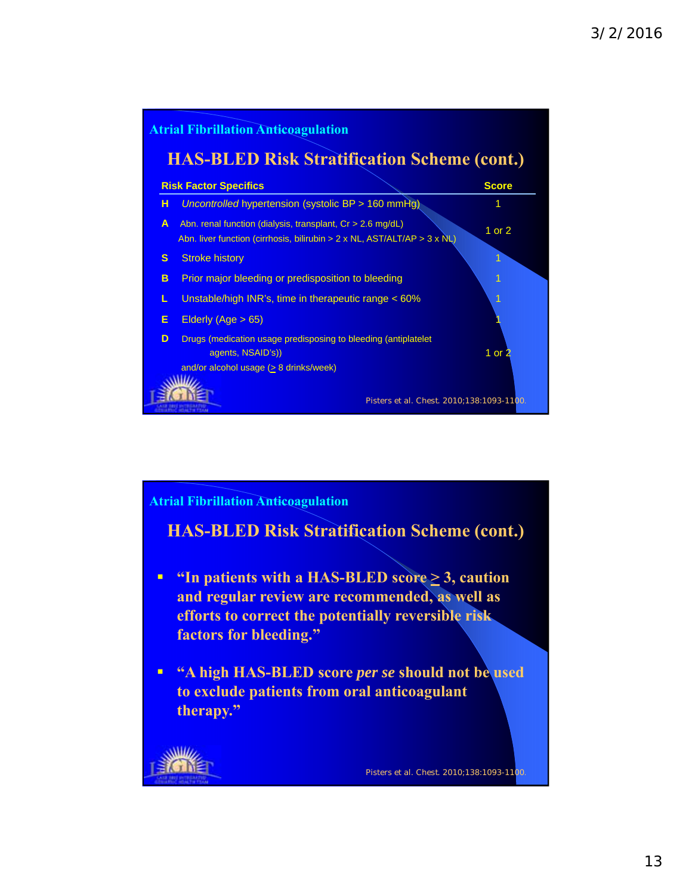## Atrial Fibrillation Anticoagulation

# HAS-BLED Risk Stratification Scheme (cont.)

| | Risk Factor Specifics | Score |
|---|---|---|
| H | *Uncontrolled* hypertension (systolic BP > 160 mmHg) | 1 |
| A | Abn. renal function (dialysis, transplant, Cr > 2.6 mg/dL) Abn. liver function (cirrhosis, bilirubin > 2 x NL, AST/ALT/AP > 3 x NL) | 1 or 2 |
| S | Stroke history | 1 |
| B | Prior major bleeding or predisposition to bleeding | 1 |
| L | Unstable/high INR's, time in therapeutic range < 60% | 1 |
| E | Elderly (Age > 65) | 1 |
| D | Drugs (medication usage predisposing to bleeding (antiplatelet agents, NSAID's)) and/or alcohol usage (≥ 8 drinks/week) | 1 or 2 |

Pisters et al. Chest. 2010;138:1093-1100.

## Atrial Fibrillation Anticoagulation

# HAS-BLED Risk Stratification Scheme (cont.)

- **"In patients with a HAS-BLED score ≥ 3, caution and regular review are recommended, as well as efforts to correct the potentially reversible risk factors for bleeding."**
- **"A high HAS-BLED score *per se* should not be used to exclude patients from oral anticoagulant therapy."**

Pisters et al. Chest. 2010;138:1093-1100.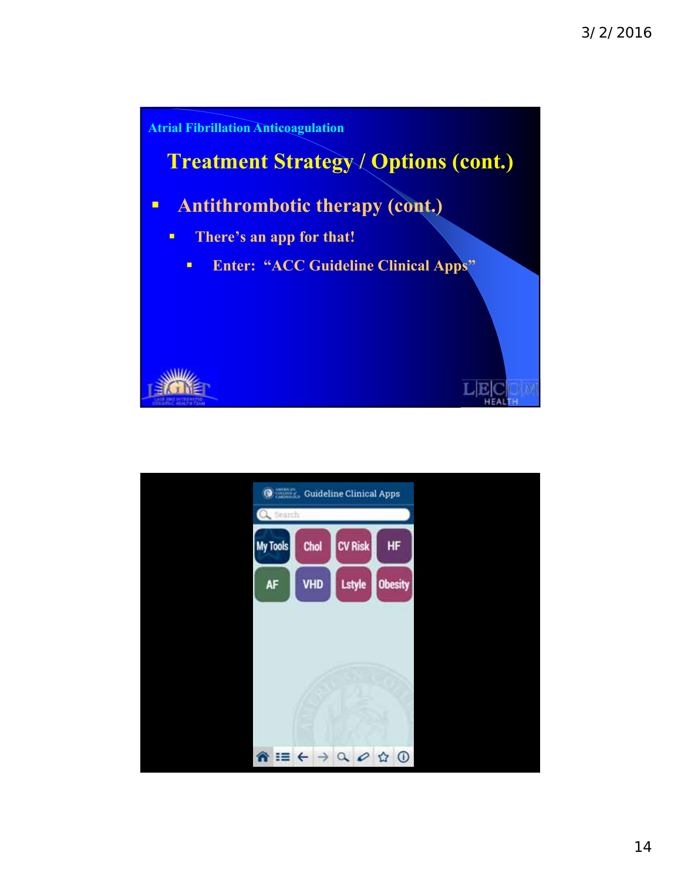Atrial Fibrillation Anticoagulation

## Treatment Strategy / Options (cont.)

- Antithrombotic therapy (cont.)
  - There's an app for that!
    - Enter: "ACC Guideline Clinical Apps"

Guideline Clinical Apps

Search

My Tools | Chol | CV Risk | HF

AF | VHD | Lstyle | Obesity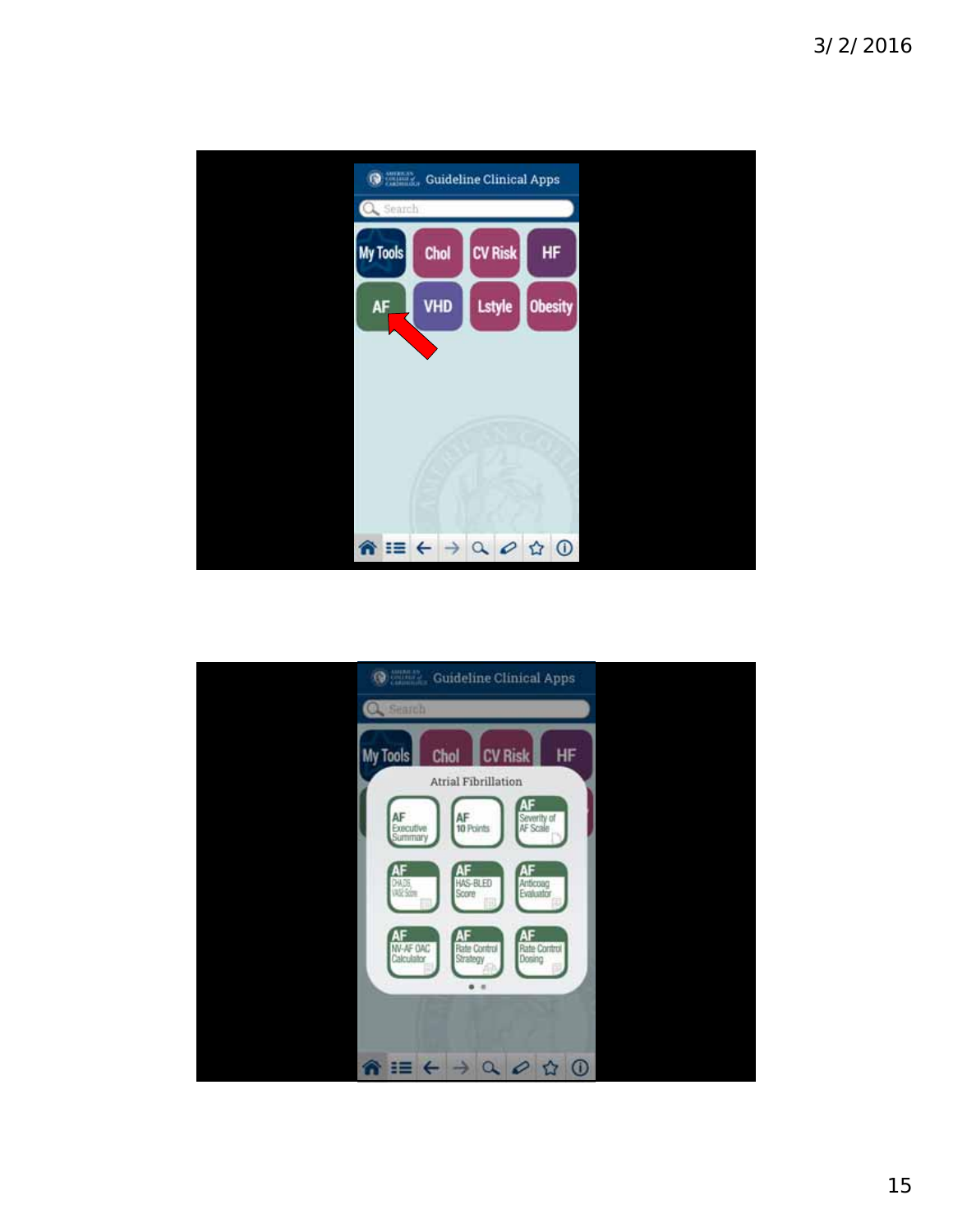Guideline Clinical Apps

Search

My Tools | Chol | CV Risk | HF

AF | VHD | Lstyle | Obesity

Guideline Clinical Apps

Search

My Tools | Chol | CV Risk | HF

Atrial Fibrillation

- AF Executive Summary
- AF 10 Points
- AF Severity of AF Scale
- AF CHA2DS2 VASc Score
- AF HAS-BLED Score
- AF Anticoag Evaluator
- AF NV-AF OAC Calculator
- AF Rate Control Strategy
- AF Rate Control Dosing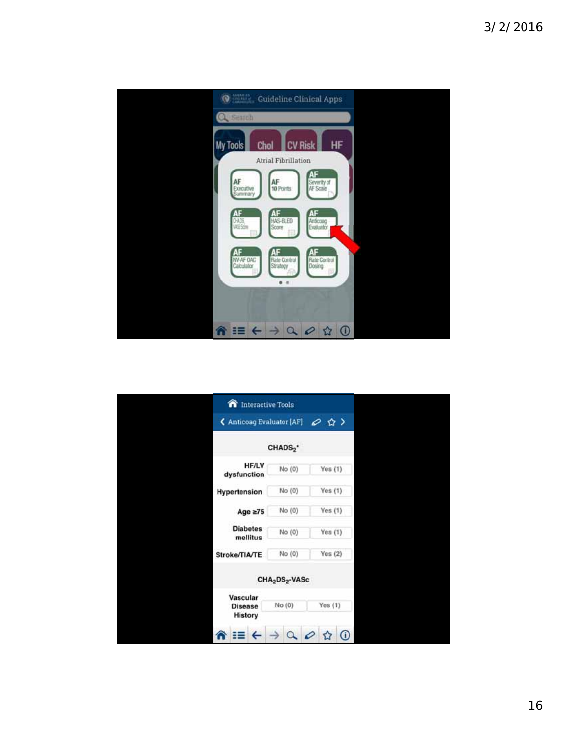Guideline Clinical Apps

Search

My Tools | Chol | CV Risk | HF

Atrial Fibrillation

AF Executive Summary

AF 10 Points

AF Severity of AF Scale

AF $CHA_2DS_2$-VASc Score

AF HAS-BLED Score

AF Anticoag Evaluator

AF NV-AF OAC Calculator

AF Rate Control Strategy

AF Rate Control Dosing

Interactive Tools

Anticoag Evaluator [AF]

**$CHADS_2$***

| | | |
|---|---|---|
| HF/LV dysfunction | No (0) | Yes (1) |
| Hypertension | No (0) | Yes (1) |
| Age ≥75 | No (0) | Yes (1) |
| Diabetes mellitus | No (0) | Yes (1) |
| Stroke/TIA/TE | No (0) | Yes (2) |

**$CHA_2DS_2$-VASc**

| | | |
|---|---|---|
| Vascular Disease History | No (0) | Yes (1) |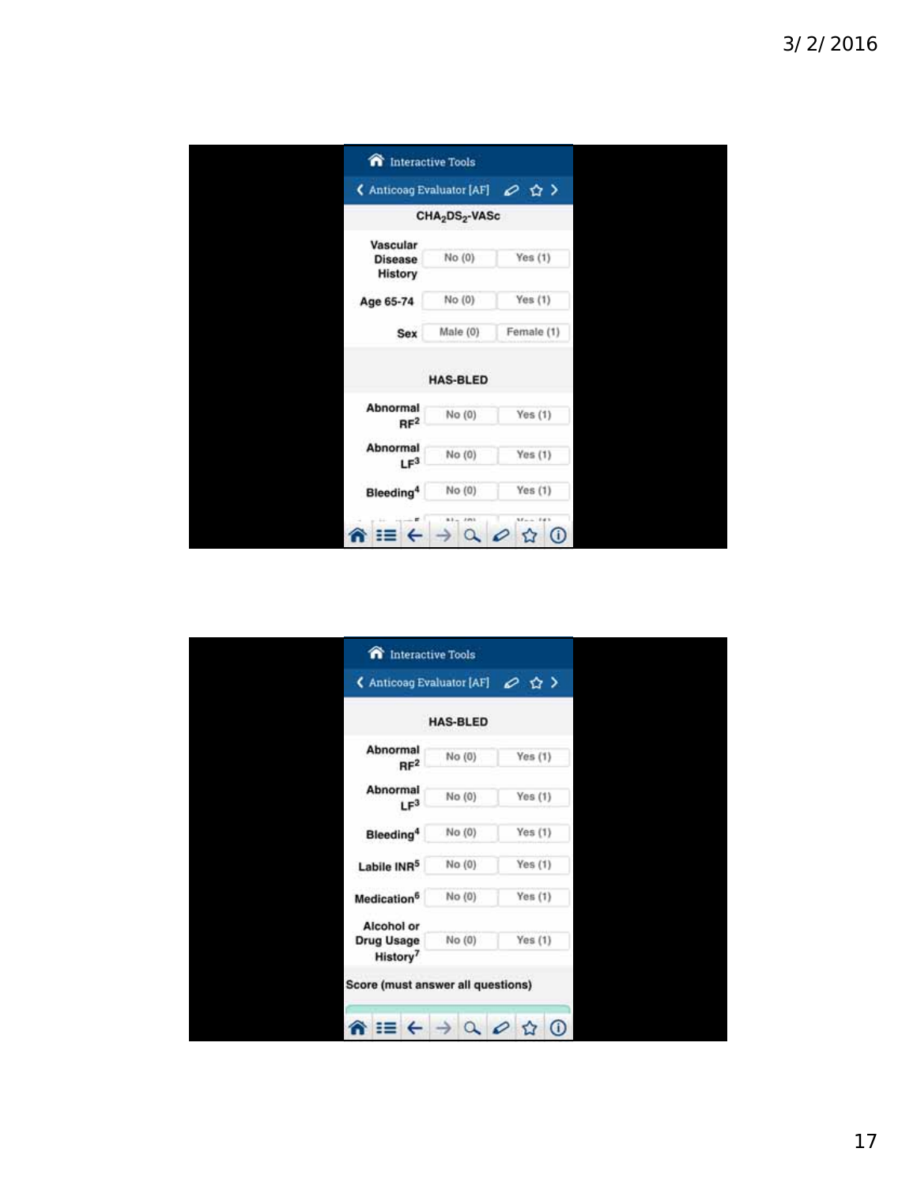Interactive Tools

Anticoag Evaluator [AF]

## $CHA_2DS_2$-VASc

| | | |
|---|---|---|
| Vascular Disease History | No (0) | Yes (1) |
| Age 65-74 | No (0) | Yes (1) |
| Sex | Male (0) | Female (1) |

## HAS-BLED

| | | |
|---|---|---|
| Abnormal RF[2] | No (0) | Yes (1) |
| Abnormal LF[3] | No (0) | Yes (1) |
| Bleeding[4] | No (0) | Yes (1) |

Interactive Tools

Anticoag Evaluator [AF]

## HAS-BLED

| | | |
|---|---|---|
| Abnormal RF[2] | No (0) | Yes (1) |
| Abnormal LF[3] | No (0) | Yes (1) |
| Bleeding[4] | No (0) | Yes (1) |
| Labile INR[5] | No (0) | Yes (1) |
| Medication[6] | No (0) | Yes (1) |
| Alcohol or Drug Usage History[7] | No (0) | Yes (1) |

Score (must answer all questions)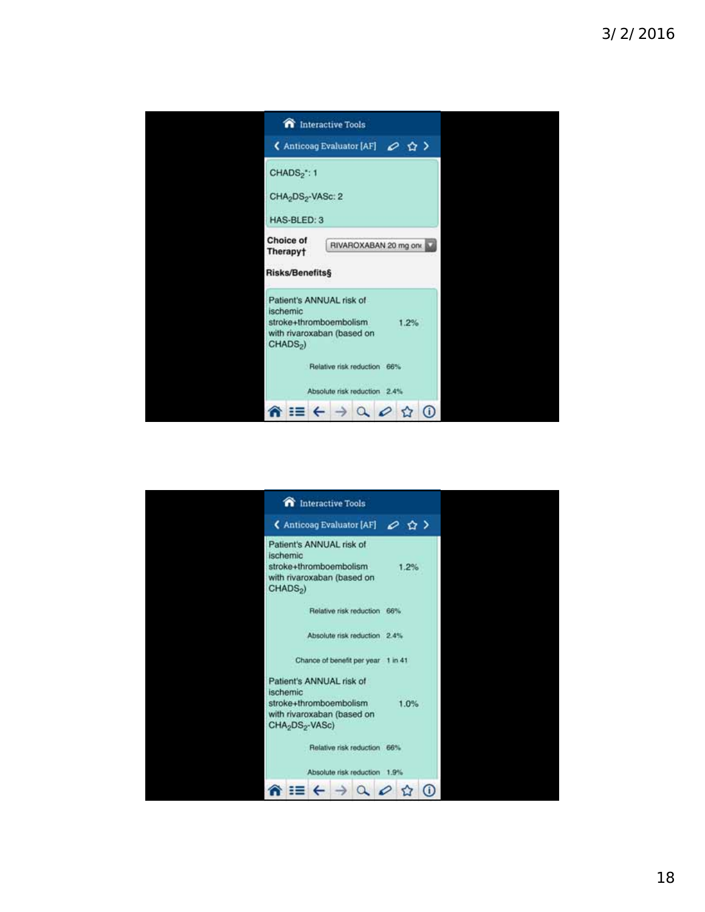Interactive Tools

Anticoag Evaluator [AF]

$CHADS_2$*: 1

$CHA_2DS_2$-VASc: 2

HAS-BLED: 3

**Choice of Therapy†** RIVAROXABAN 20 mg onc

**Risks/Benefits§**

| | |
|---|---|
| Patient's ANNUAL risk of ischemic stroke+thromboembolism with rivaroxaban (based on $CHADS_2$) | 1.2% |
| Relative risk reduction | 66% |
| Absolute risk reduction | 2.4% |

Interactive Tools

Anticoag Evaluator [AF]

| | |
|---|---|
| Patient's ANNUAL risk of ischemic stroke+thromboembolism with rivaroxaban (based on $CHADS_2$) | 1.2% |
| Relative risk reduction | 66% |
| Absolute risk reduction | 2.4% |
| Chance of benefit per year | 1 in 41 |
| Patient's ANNUAL risk of ischemic stroke+thromboembolism with rivaroxaban (based on $CHA_2DS_2$-VASc) | 1.0% |
| Relative risk reduction | 66% |
| Absolute risk reduction | 1.9% |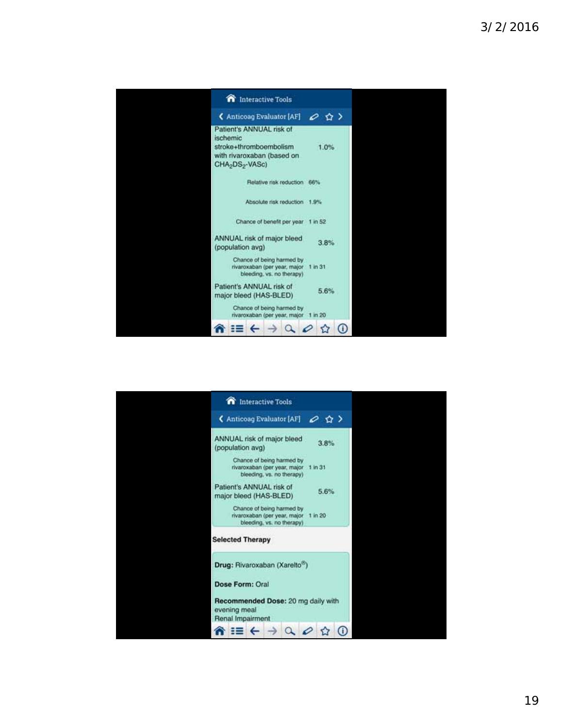Interactive Tools

Anticoag Evaluator [AF]

| | |
|---|---|
| Patient's ANNUAL risk of ischemic stroke+thromboembolism with rivaroxaban (based on $CHA_2DS_2$-VASc) | 1.0% |
| Relative risk reduction | 66% |
| Absolute risk reduction | 1.9% |
| Chance of benefit per year | 1 in 52 |
| ANNUAL risk of major bleed (population avg) | 3.8% |
| Chance of being harmed by rivaroxaban (per year, major bleeding, vs. no therapy) | 1 in 31 |
| Patient's ANNUAL risk of major bleed (HAS-BLED) | 5.6% |
| Chance of being harmed by rivaroxaban (per year, major | 1 in 20 |

Interactive Tools

Anticoag Evaluator [AF]

| | |
|---|---|
| ANNUAL risk of major bleed (population avg) | 3.8% |
| Chance of being harmed by rivaroxaban (per year, major bleeding, vs. no therapy) | 1 in 31 |
| Patient's ANNUAL risk of major bleed (HAS-BLED) | 5.6% |
| Chance of being harmed by rivaroxaban (per year, major bleeding, vs. no therapy) | 1 in 20 |

**Selected Therapy**

**Drug:** Rivaroxaban (Xarelto®)

**Dose Form:** Oral

**Recommended Dose:** 20 mg daily with evening meal

Renal Impairment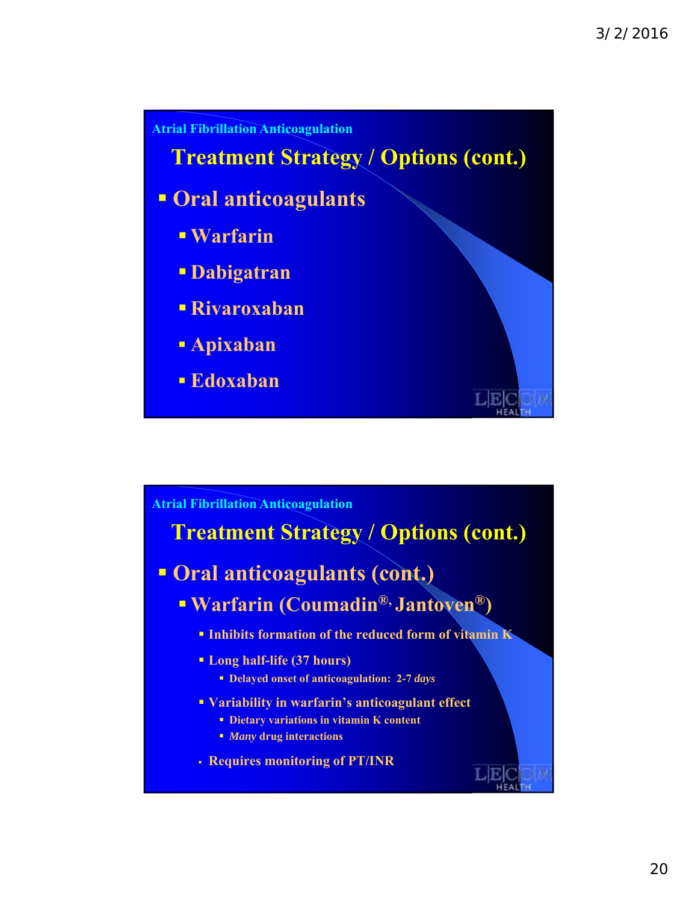Atrial Fibrillation Anticoagulation

## Treatment Strategy / Options (cont.)

- Oral anticoagulants
  - Warfarin
  - Dabigatran
  - Rivaroxaban
  - Apixaban
  - Edoxaban

Atrial Fibrillation Anticoagulation

## Treatment Strategy / Options (cont.)

- Oral anticoagulants (cont.)
  - Warfarin (Coumadin®, Jantoven®)
    - Inhibits formation of the reduced form of vitamin K
    - Long half-life (37 hours)
      - Delayed onset of anticoagulation: 2-7 *days*
    - Variability in warfarin's anticoagulant effect
      - Dietary variations in vitamin K content
      - *Many* drug interactions
    - Requires monitoring of PT/INR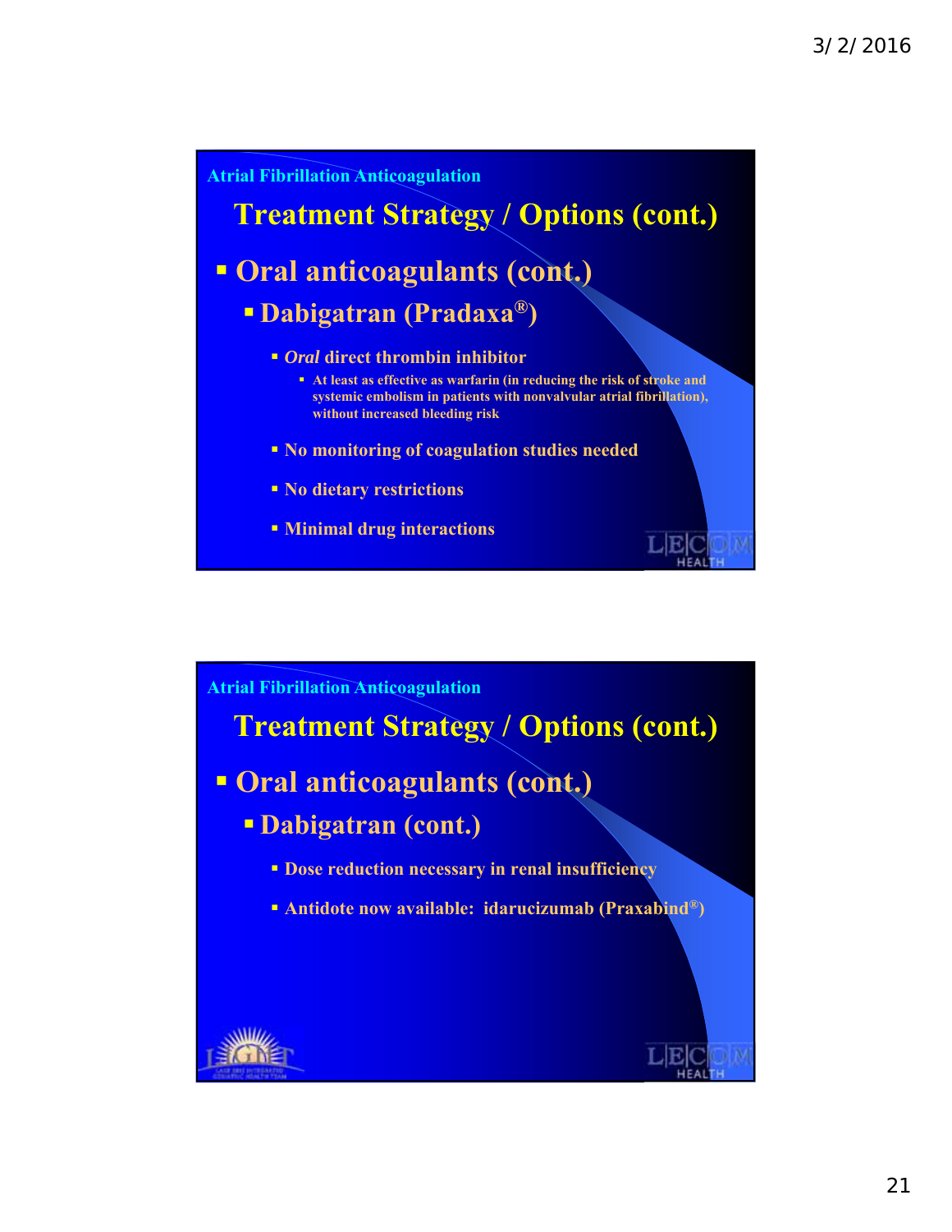Atrial Fibrillation Anticoagulation

## Treatment Strategy / Options (cont.)

- **Oral anticoagulants (cont.)**
  - **Dabigatran (Pradaxa®)**
    - ***Oral* direct thrombin inhibitor**
      - At least as effective as warfarin (in reducing the risk of stroke and systemic embolism in patients with nonvalvular atrial fibrillation), without increased bleeding risk
    - **No monitoring of coagulation studies needed**
    - **No dietary restrictions**
    - **Minimal drug interactions**

Atrial Fibrillation Anticoagulation

## Treatment Strategy / Options (cont.)

- **Oral anticoagulants (cont.)**
  - **Dabigatran (cont.)**
    - **Dose reduction necessary in renal insufficiency**
    - **Antidote now available: idarucizumab (Praxabind®)**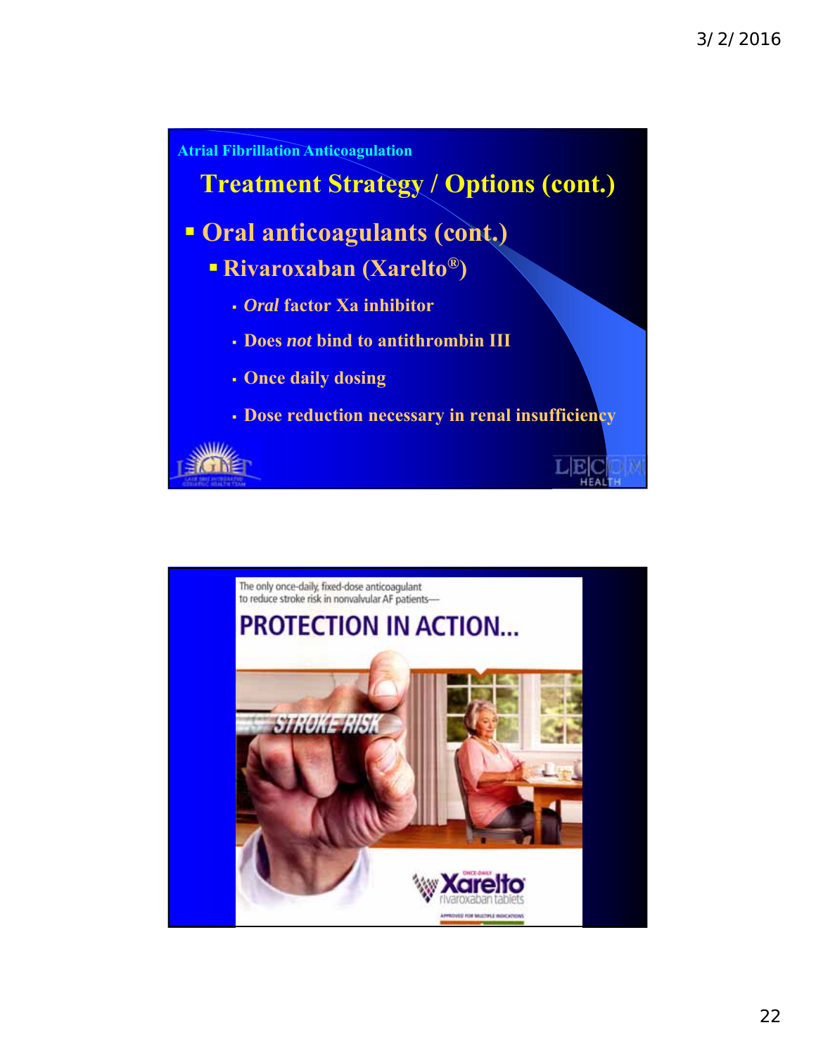Atrial Fibrillation Anticoagulation

## Treatment Strategy / Options (cont.)

- **Oral anticoagulants (cont.)**
  - **Rivaroxaban (Xarelto®)**
    - ***Oral* factor Xa inhibitor**
    - **Does *not* bind to antithrombin III**
    - **Once daily dosing**
    - **Dose reduction necessary in renal insufficiency**

The only once-daily, fixed-dose anticoagulant to reduce stroke risk in nonvalvular AF patients—

PROTECTION IN ACTION...

STROKE RISK

Xarelto rivaroxaban tablets

APPROVED FOR MULTIPLE INDICATIONS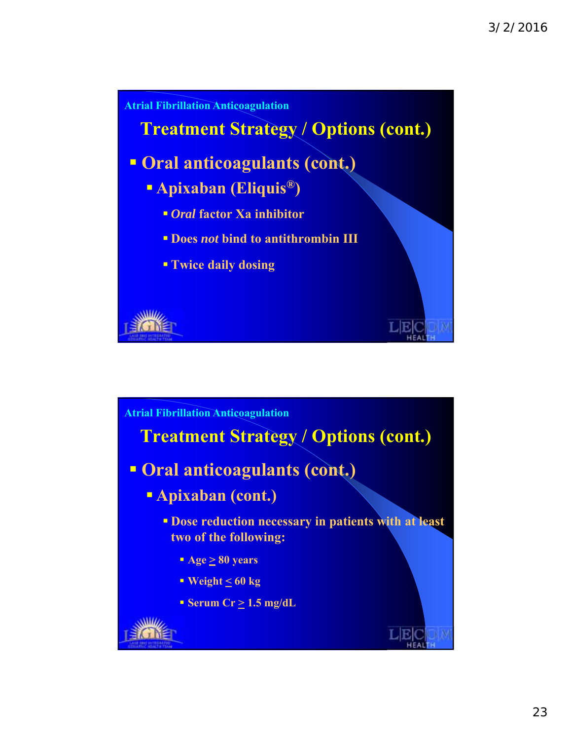Atrial Fibrillation Anticoagulation

## Treatment Strategy / Options (cont.)

- Oral anticoagulants (cont.)
  - Apixaban (Eliquis®)
    - *Oral* factor Xa inhibitor
    - Does *not* bind to antithrombin III
    - Twice daily dosing

Atrial Fibrillation Anticoagulation

## Treatment Strategy / Options (cont.)

- Oral anticoagulants (cont.)
  - Apixaban (cont.)
    - Dose reduction necessary in patients with at least two of the following:
      - Age ≥ 80 years
      - Weight ≤ 60 kg
      - Serum Cr ≥ 1.5 mg/dL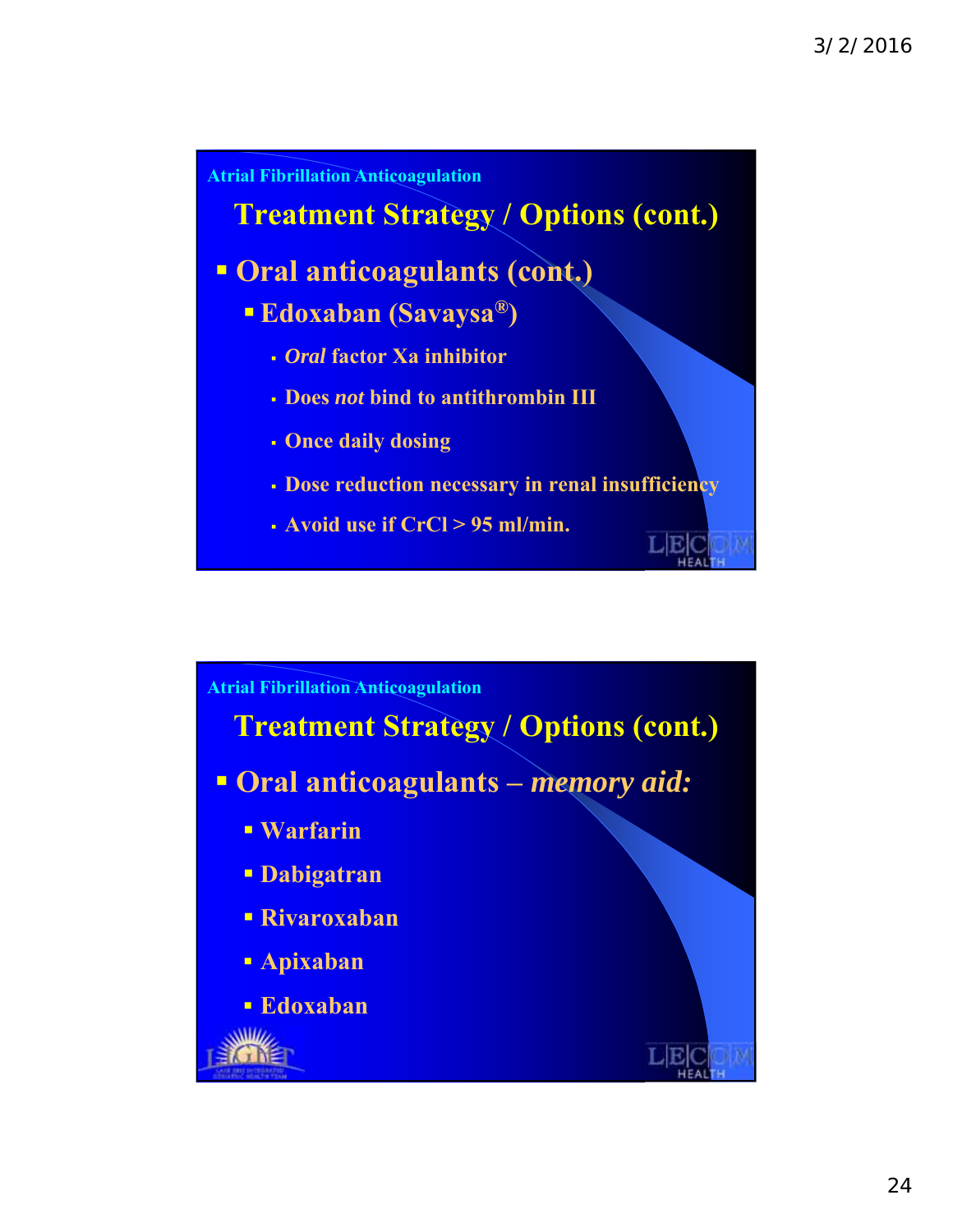Atrial Fibrillation Anticoagulation

## Treatment Strategy / Options (cont.)

- **Oral anticoagulants (cont.)**
  - **Edoxaban (Savaysa®)**
    - ***Oral* factor Xa inhibitor**
    - **Does *not* bind to antithrombin III**
    - **Once daily dosing**
    - **Dose reduction necessary in renal insufficiency**
    - **Avoid use if CrCl > 95 ml/min.**

Atrial Fibrillation Anticoagulation

## Treatment Strategy / Options (cont.)

- **Oral anticoagulants – *memory aid:***
  - **Warfarin**
  - **Dabigatran**
  - **Rivaroxaban**
  - **Apixaban**
  - **Edoxaban**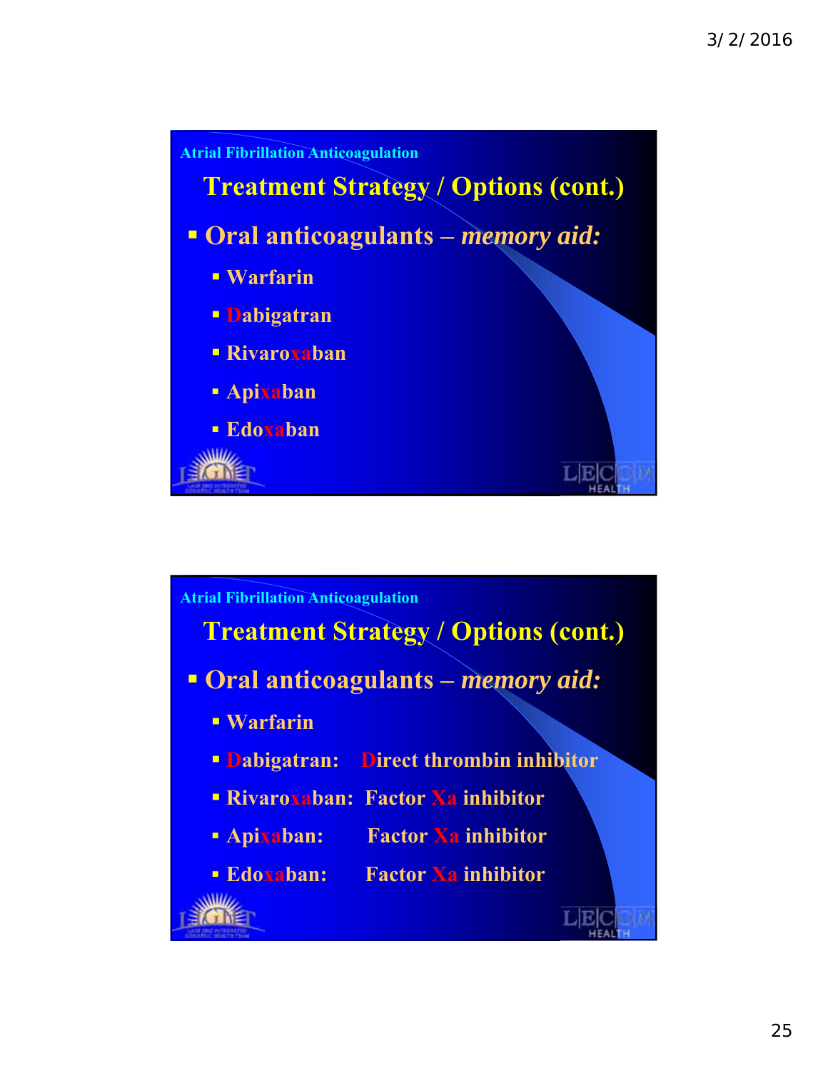Atrial Fibrillation Anticoagulation

## Treatment Strategy / Options (cont.)

- Oral anticoagulants – *memory aid:*
  - Warfarin
  - Dabigatran
  - Rivaroxaban
  - Apixaban
  - Edoxaban

Atrial Fibrillation Anticoagulation

## Treatment Strategy / Options (cont.)

- Oral anticoagulants – *memory aid:*
  - Warfarin
  - Dabigatran: Direct thrombin inhibitor
  - Rivaroxaban: Factor Xa inhibitor
  - Apixaban: Factor Xa inhibitor
  - Edoxaban: Factor Xa inhibitor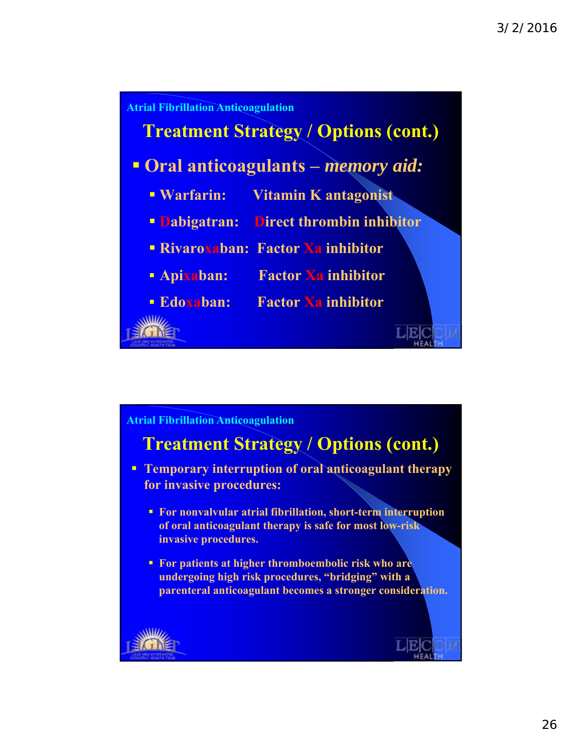Atrial Fibrillation Anticoagulation

## Treatment Strategy / Options (cont.)

- **Oral anticoagulants – *memory aid:***
  - **Warfarin:** Vitamin K antagonist
  - **Dabigatran:** Direct thrombin inhibitor
  - **Rivaroxaban:** Factor Xa inhibitor
  - **Apixaban:** Factor Xa inhibitor
  - **Edoxaban:** Factor Xa inhibitor

Atrial Fibrillation Anticoagulation

## Treatment Strategy / Options (cont.)

- **Temporary interruption of oral anticoagulant therapy for invasive procedures:**
  - For nonvalvular atrial fibrillation, short-term interruption of oral anticoagulant therapy is safe for most low-risk invasive procedures.
  - For patients at higher thromboembolic risk who are undergoing high risk procedures, "bridging" with a parenteral anticoagulant becomes a stronger consideration.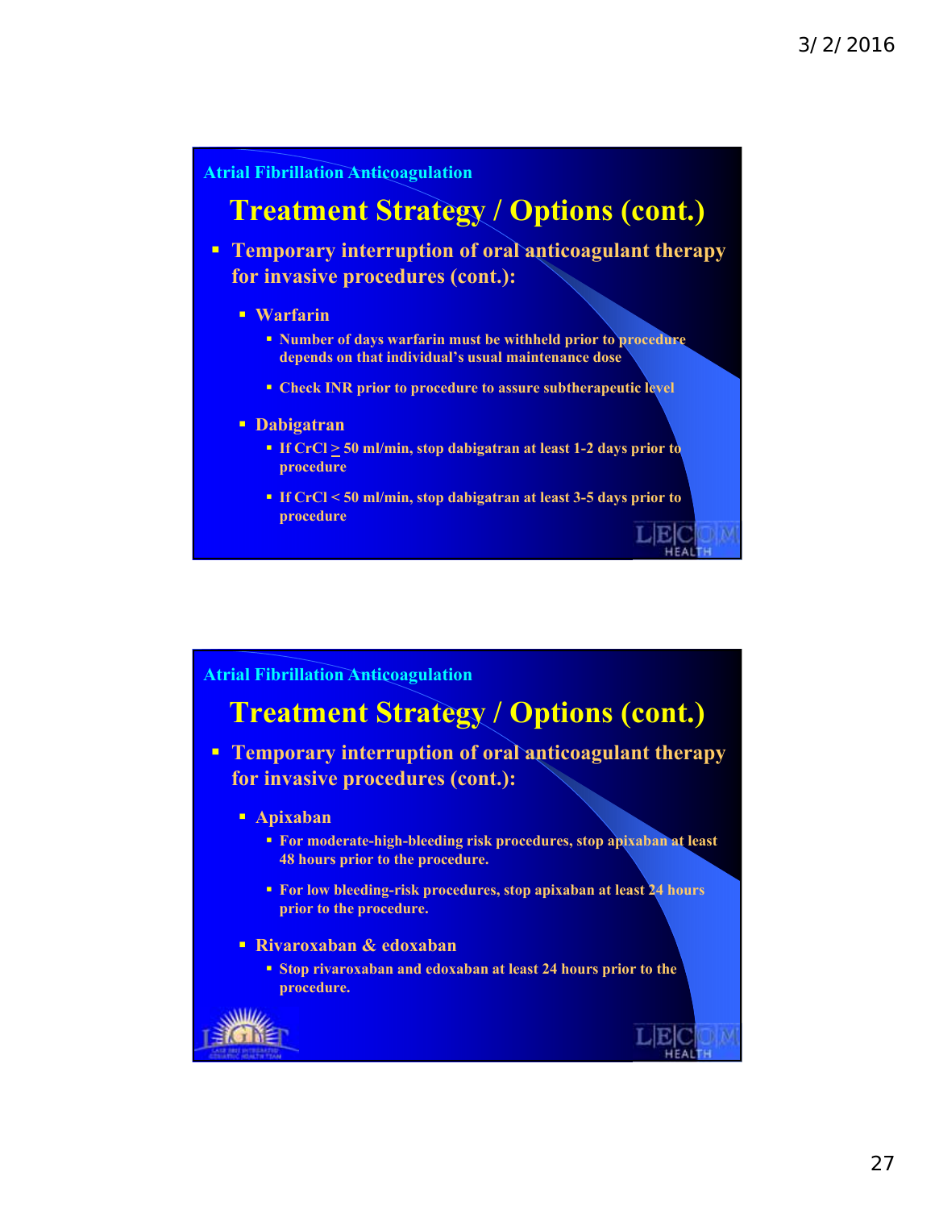Atrial Fibrillation Anticoagulation

## Treatment Strategy / Options (cont.)

- Temporary interruption of oral anticoagulant therapy for invasive procedures (cont.):
  - Warfarin
    - Number of days warfarin must be withheld prior to procedure depends on that individual's usual maintenance dose
    - Check INR prior to procedure to assure subtherapeutic level
  - Dabigatran
    - If CrCl $\geq$ 50 ml/min, stop dabigatran at least 1-2 days prior to procedure
    - If CrCl < 50 ml/min, stop dabigatran at least 3-5 days prior to procedure

Atrial Fibrillation Anticoagulation

## Treatment Strategy / Options (cont.)

- Temporary interruption of oral anticoagulant therapy for invasive procedures (cont.):
  - Apixaban
    - For moderate-high-bleeding risk procedures, stop apixaban at least 48 hours prior to the procedure.
    - For low bleeding-risk procedures, stop apixaban at least 24 hours prior to the procedure.
  - Rivaroxaban & edoxaban
    - Stop rivaroxaban and edoxaban at least 24 hours prior to the procedure.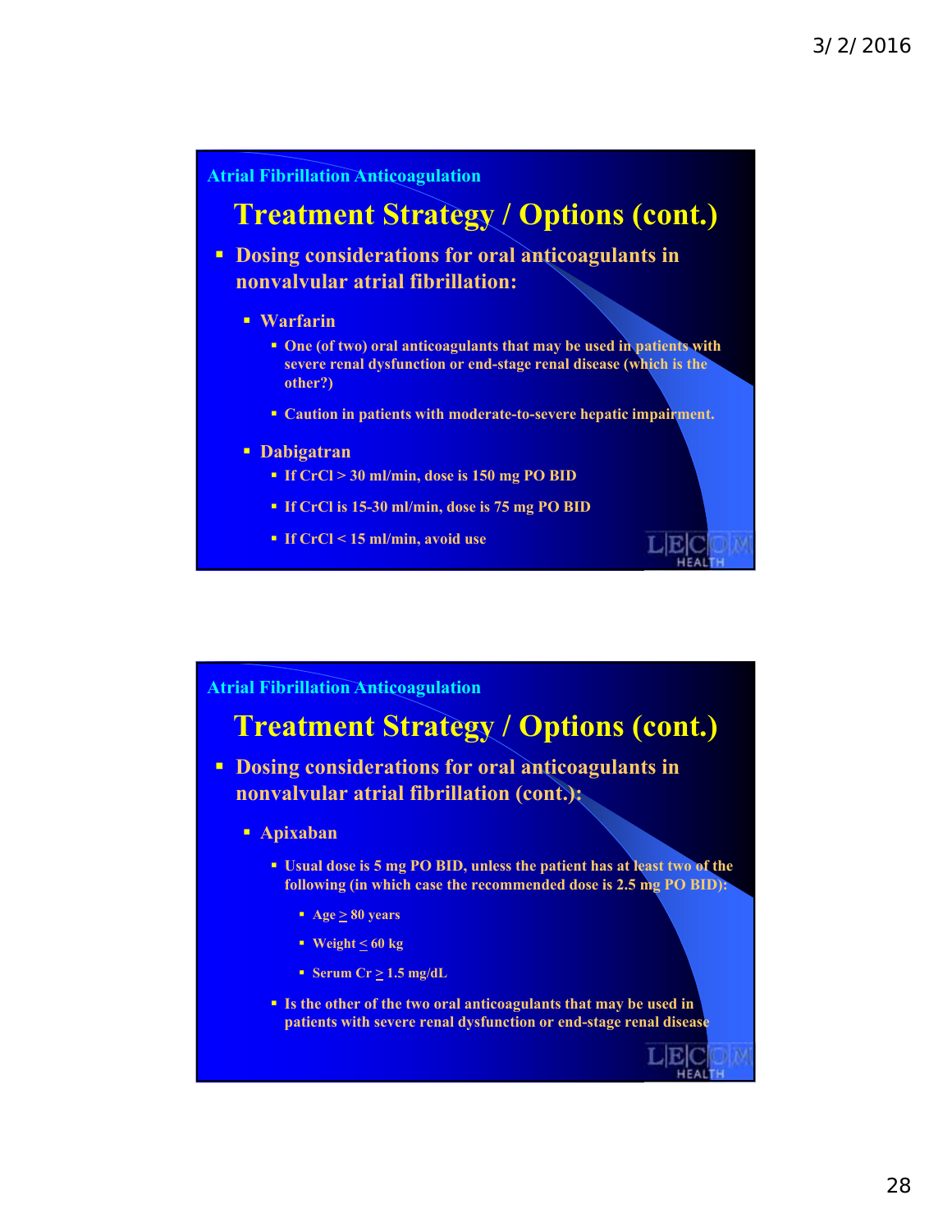Atrial Fibrillation Anticoagulation

## Treatment Strategy / Options (cont.)

- **Dosing considerations for oral anticoagulants in nonvalvular atrial fibrillation:**
  - **Warfarin**
    - One (of two) oral anticoagulants that may be used in patients with severe renal dysfunction or end-stage renal disease (which is the other?)
    - Caution in patients with moderate-to-severe hepatic impairment.
  - **Dabigatran**
    - If CrCl > 30 ml/min, dose is 150 mg PO BID
    - If CrCl is 15-30 ml/min, dose is 75 mg PO BID
    - If CrCl < 15 ml/min, avoid use

Atrial Fibrillation Anticoagulation

## Treatment Strategy / Options (cont.)

- **Dosing considerations for oral anticoagulants in nonvalvular atrial fibrillation (cont.):**
  - **Apixaban**
    - Usual dose is 5 mg PO BID, unless the patient has at least two of the following (in which case the recommended dose is 2.5 mg PO BID):
      - Age ≥ 80 years
      - Weight ≤ 60 kg
      - Serum Cr ≥ 1.5 mg/dL
    - Is the other of the two oral anticoagulants that may be used in patients with severe renal dysfunction or end-stage renal disease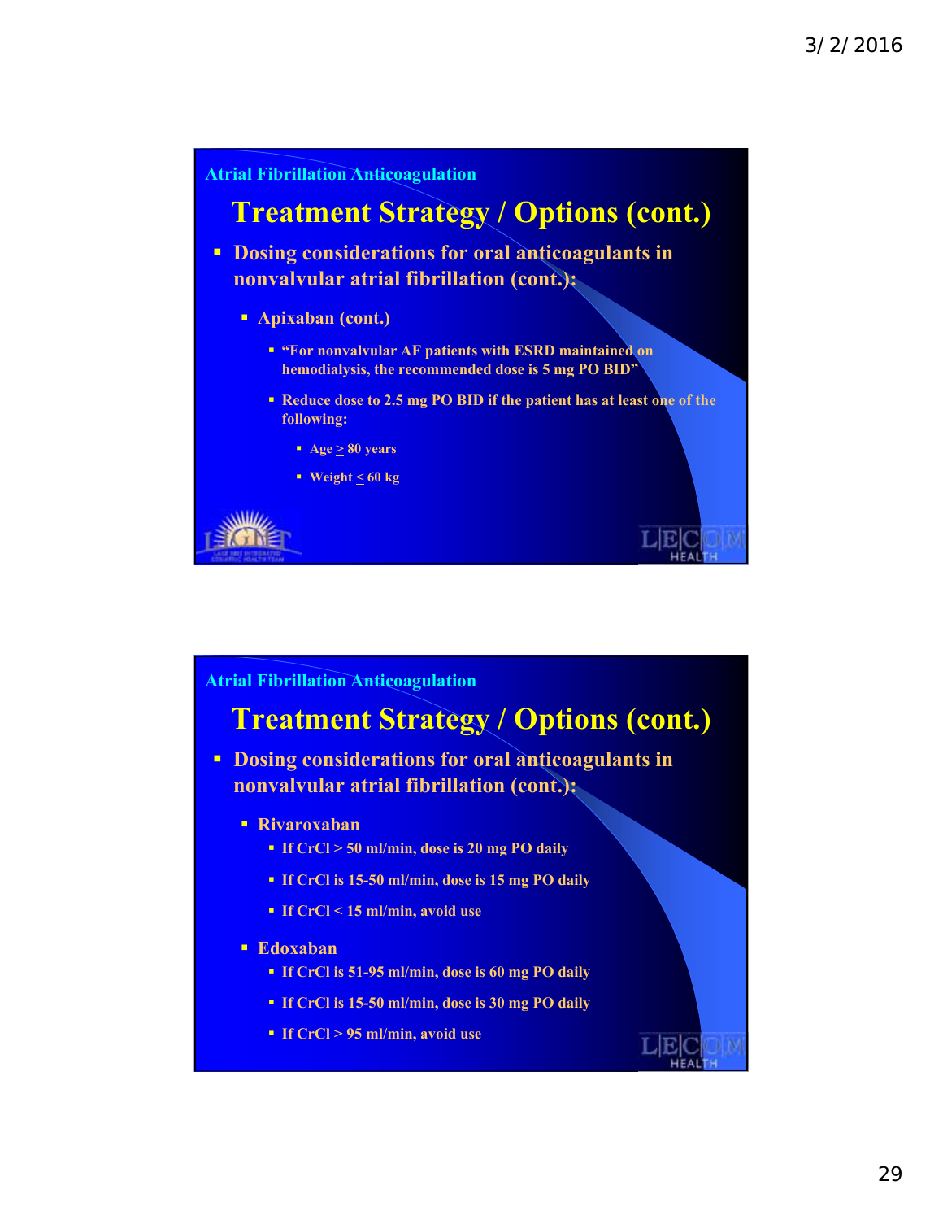## Atrial Fibrillation Anticoagulation

# Treatment Strategy / Options (cont.)

- **Dosing considerations for oral anticoagulants in nonvalvular atrial fibrillation (cont.):**
  - **Apixaban (cont.)**
    - **"For nonvalvular AF patients with ESRD maintained on hemodialysis, the recommended dose is 5 mg PO BID"**
    - **Reduce dose to 2.5 mg PO BID if the patient has at least one of the following:**
      - **Age ≥ 80 years**
      - **Weight ≤ 60 kg**

## Atrial Fibrillation Anticoagulation

# Treatment Strategy / Options (cont.)

- **Dosing considerations for oral anticoagulants in nonvalvular atrial fibrillation (cont.):**
  - **Rivaroxaban**
    - **If CrCl > 50 ml/min, dose is 20 mg PO daily**
    - **If CrCl is 15-50 ml/min, dose is 15 mg PO daily**
    - **If CrCl < 15 ml/min, avoid use**
  - **Edoxaban**
    - **If CrCl is 51-95 ml/min, dose is 60 mg PO daily**
    - **If CrCl is 15-50 ml/min, dose is 30 mg PO daily**
    - **If CrCl > 95 ml/min, avoid use**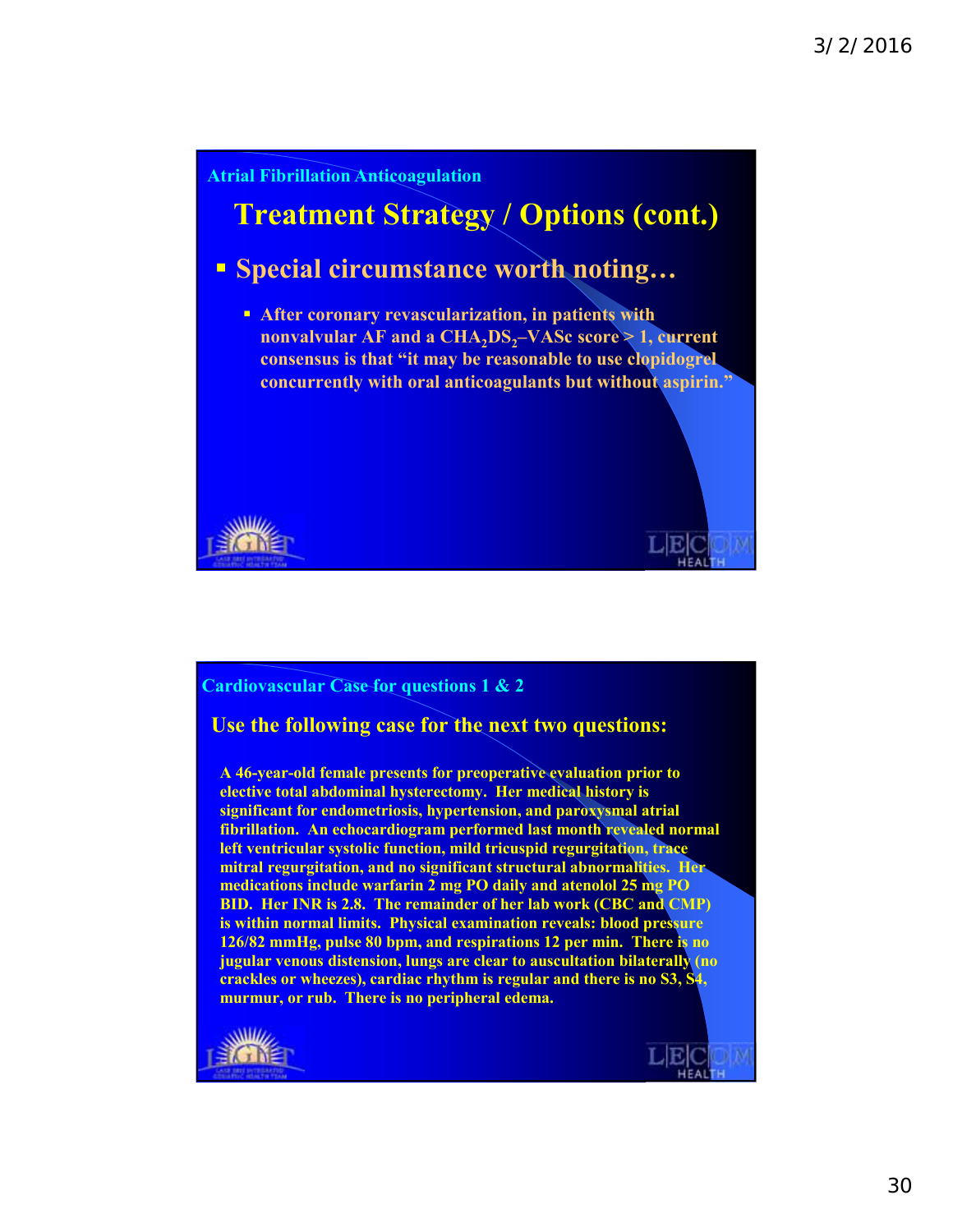Atrial Fibrillation Anticoagulation

## Treatment Strategy / Options (cont.)

- **Special circumstance worth noting…**
  - After coronary revascularization, in patients with nonvalvular AF and a $CHA_2DS_2$–VASc score > 1, current consensus is that "it may be reasonable to use clopidogrel concurrently with oral anticoagulants but without aspirin."

Cardiovascular Case for questions 1 & 2

## Use the following case for the next two questions:

A 46-year-old female presents for preoperative evaluation prior to elective total abdominal hysterectomy. Her medical history is significant for endometriosis, hypertension, and paroxysmal atrial fibrillation. An echocardiogram performed last month revealed normal left ventricular systolic function, mild tricuspid regurgitation, trace mitral regurgitation, and no significant structural abnormalities. Her medications include warfarin 2 mg PO daily and atenolol 25 mg PO BID. Her INR is 2.8. The remainder of her lab work (CBC and CMP) is within normal limits. Physical examination reveals: blood pressure 126/82 mmHg, pulse 80 bpm, and respirations 12 per min. There is no jugular venous distension, lungs are clear to auscultation bilaterally (no crackles or wheezes), cardiac rhythm is regular and there is no S3, S4, murmur, or rub. There is no peripheral edema.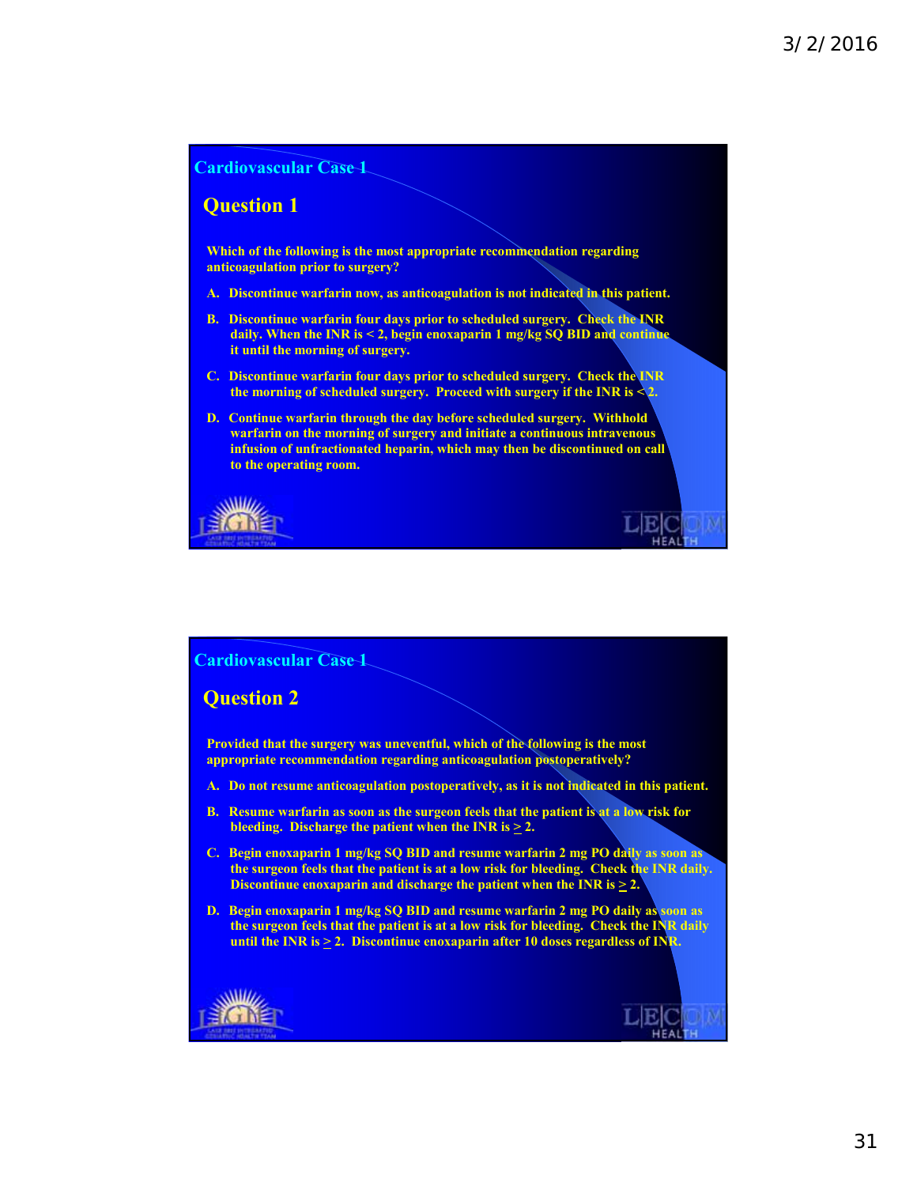## Cardiovascular Case 1

### Question 1

Which of the following is the most appropriate recommendation regarding anticoagulation prior to surgery?

A. Discontinue warfarin now, as anticoagulation is not indicated in this patient.

B. Discontinue warfarin four days prior to scheduled surgery. Check the INR daily. When the INR is < 2, begin enoxaparin 1 mg/kg SQ BID and continue it until the morning of surgery.

C. Discontinue warfarin four days prior to scheduled surgery. Check the INR the morning of scheduled surgery. Proceed with surgery if the INR is < 2.

D. Continue warfarin through the day before scheduled surgery. Withhold warfarin on the morning of surgery and initiate a continuous intravenous infusion of unfractionated heparin, which may then be discontinued on call to the operating room.

## Cardiovascular Case 1

### Question 2

Provided that the surgery was uneventful, which of the following is the most appropriate recommendation regarding anticoagulation postoperatively?

A. Do not resume anticoagulation postoperatively, as it is not indicated in this patient.

B. Resume warfarin as soon as the surgeon feels that the patient is at a low risk for bleeding. Discharge the patient when the INR is $\geq$ 2.

C. Begin enoxaparin 1 mg/kg SQ BID and resume warfarin 2 mg PO daily as soon as the surgeon feels that the patient is at a low risk for bleeding. Check the INR daily. Discontinue enoxaparin and discharge the patient when the INR is $\geq$ 2.

D. Begin enoxaparin 1 mg/kg SQ BID and resume warfarin 2 mg PO daily as soon as the surgeon feels that the patient is at a low risk for bleeding. Check the INR daily until the INR is $\geq$ 2. Discontinue enoxaparin after 10 doses regardless of INR.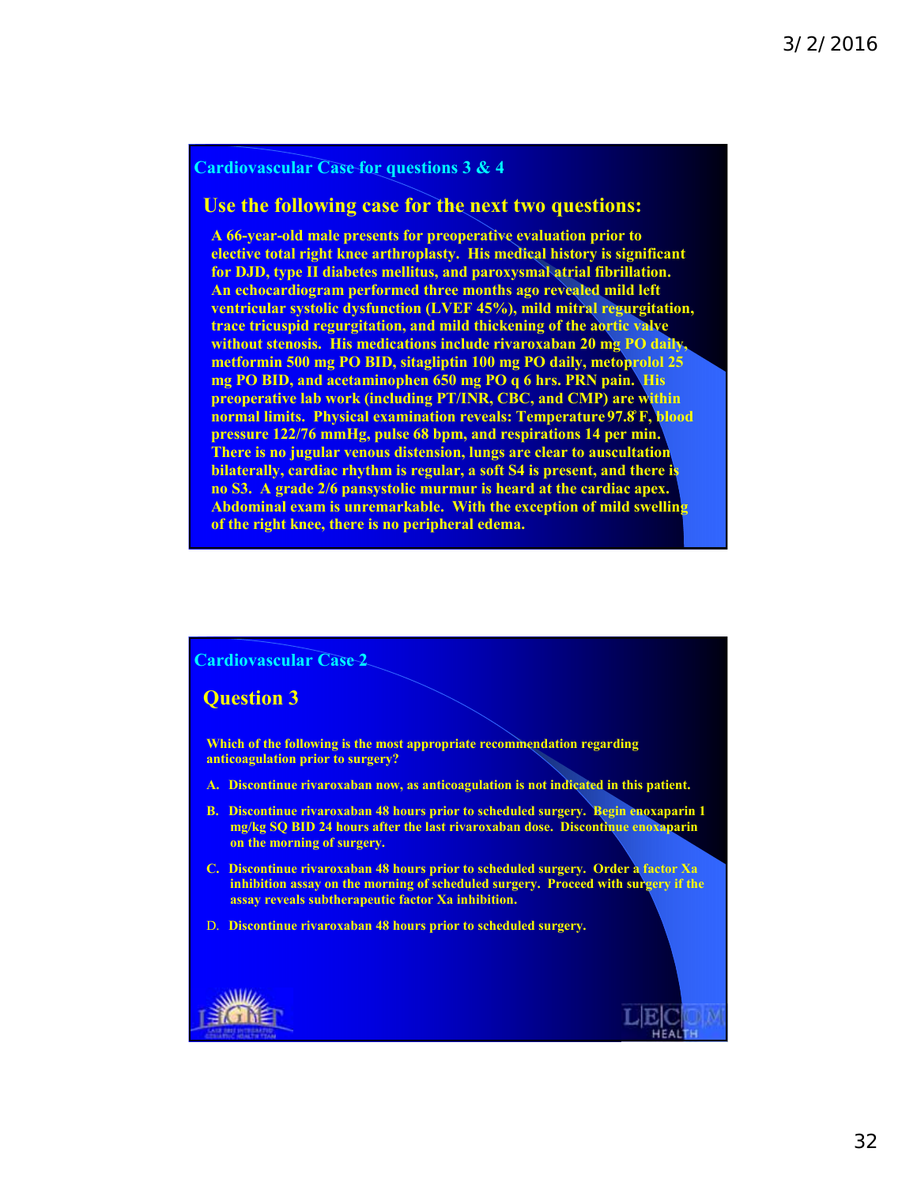## Cardiovascular Case for questions 3 & 4

### Use the following case for the next two questions:

A 66-year-old male presents for preoperative evaluation prior to elective total right knee arthroplasty. His medical history is significant for DJD, type II diabetes mellitus, and paroxysmal atrial fibrillation. An echocardiogram performed three months ago revealed mild left ventricular systolic dysfunction (LVEF 45%), mild mitral regurgitation, trace tricuspid regurgitation, and mild thickening of the aortic valve without stenosis. His medications include rivaroxaban 20 mg PO daily, metformin 500 mg PO BID, sitagliptin 100 mg PO daily, metoprolol 25 mg PO BID, and acetaminophen 650 mg PO q 6 hrs. PRN pain. His preoperative lab work (including PT/INR, CBC, and CMP) are within normal limits. Physical examination reveals: Temperature 97.8° F, blood pressure 122/76 mmHg, pulse 68 bpm, and respirations 14 per min. There is no jugular venous distension, lungs are clear to auscultation bilaterally, cardiac rhythm is regular, a soft S4 is present, and there is no S3. A grade 2/6 pansystolic murmur is heard at the cardiac apex. Abdominal exam is unremarkable. With the exception of mild swelling of the right knee, there is no peripheral edema.

## Cardiovascular Case 2

### Question 3

Which of the following is the most appropriate recommendation regarding anticoagulation prior to surgery?

A. Discontinue rivaroxaban now, as anticoagulation is not indicated in this patient.

B. Discontinue rivaroxaban 48 hours prior to scheduled surgery. Begin enoxaparin 1 mg/kg SQ BID 24 hours after the last rivaroxaban dose. Discontinue enoxaparin on the morning of surgery.

C. Discontinue rivaroxaban 48 hours prior to scheduled surgery. Order a factor Xa inhibition assay on the morning of scheduled surgery. Proceed with surgery if the assay reveals subtherapeutic factor Xa inhibition.

D. Discontinue rivaroxaban 48 hours prior to scheduled surgery.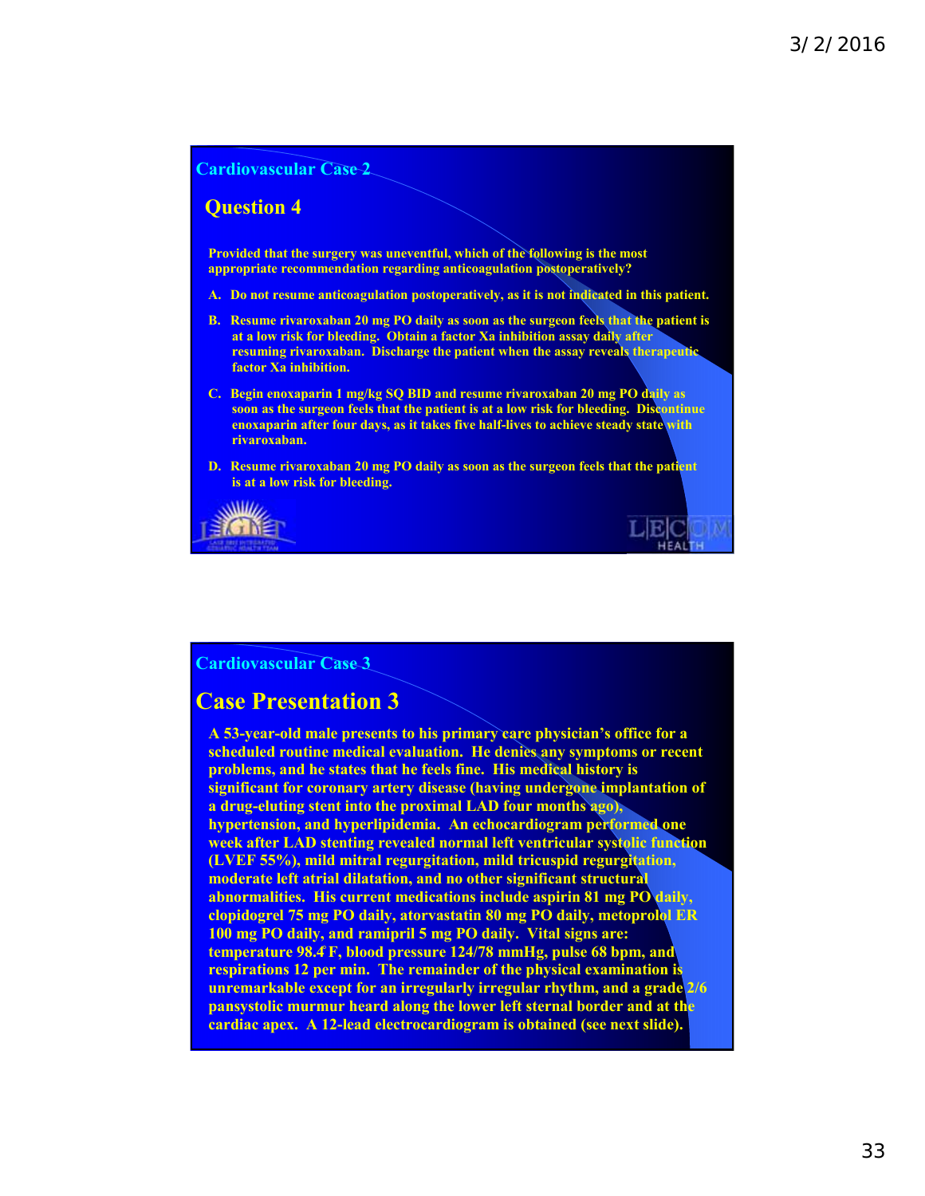## Cardiovascular Case 2

### Question 4

**Provided that the surgery was uneventful, which of the following is the most appropriate recommendation regarding anticoagulation postoperatively?**

A. Do not resume anticoagulation postoperatively, as it is not indicated in this patient.

B. Resume rivaroxaban 20 mg PO daily as soon as the surgeon feels that the patient is at a low risk for bleeding. Obtain a factor Xa inhibition assay daily after resuming rivaroxaban. Discharge the patient when the assay reveals therapeutic factor Xa inhibition.

C. Begin enoxaparin 1 mg/kg SQ BID and resume rivaroxaban 20 mg PO daily as soon as the surgeon feels that the patient is at a low risk for bleeding. Discontinue enoxaparin after four days, as it takes five half-lives to achieve steady state with rivaroxaban.

D. Resume rivaroxaban 20 mg PO daily as soon as the surgeon feels that the patient is at a low risk for bleeding.

## Cardiovascular Case 3

### Case Presentation 3

A 53-year-old male presents to his primary care physician's office for a scheduled routine medical evaluation. He denies any symptoms or recent problems, and he states that he feels fine. His medical history is significant for coronary artery disease (having undergone implantation of a drug-eluting stent into the proximal LAD four months ago), hypertension, and hyperlipidemia. An echocardiogram performed one week after LAD stenting revealed normal left ventricular systolic function (LVEF 55%), mild mitral regurgitation, mild tricuspid regurgitation, moderate left atrial dilatation, and no other significant structural abnormalities. His current medications include aspirin 81 mg PO daily, clopidogrel 75 mg PO daily, atorvastatin 80 mg PO daily, metoprolol ER 100 mg PO daily, and ramipril 5 mg PO daily. Vital signs are: temperature 98.4 F, blood pressure 124/78 mmHg, pulse 68 bpm, and respirations 12 per min. The remainder of the physical examination is unremarkable except for an irregularly irregular rhythm, and a grade 2/6 pansystolic murmur heard along the lower left sternal border and at the cardiac apex. A 12-lead electrocardiogram is obtained (see next slide).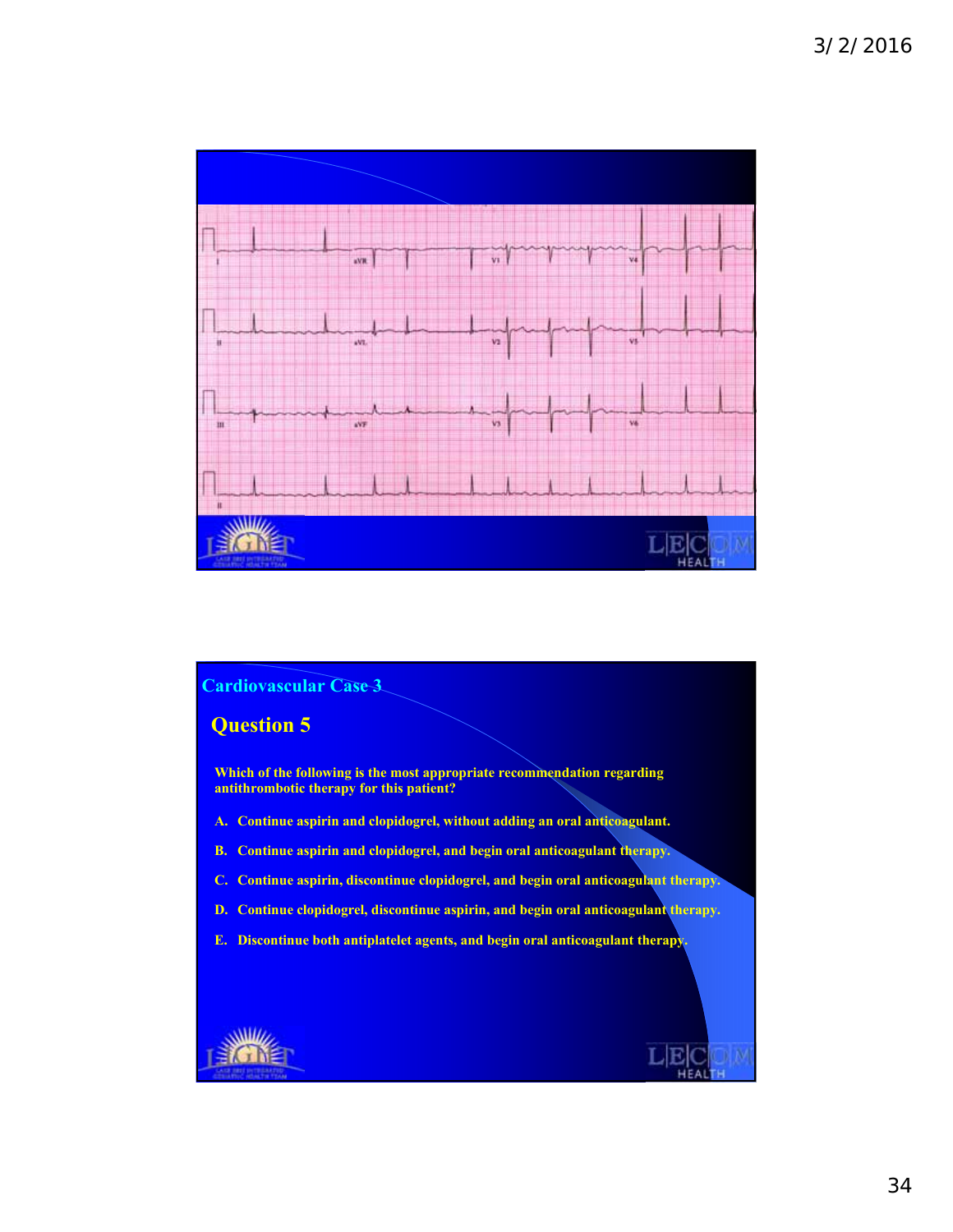I II III aVR aVL aVF V1 V2 V3 V4 V5 V6 II

Cardiovascular Case 3

## Question 5

**Which of the following is the most appropriate recommendation regarding antithrombotic therapy for this patient?**

- **A. Continue aspirin and clopidogrel, without adding an oral anticoagulant.**
- **B. Continue aspirin and clopidogrel, and begin oral anticoagulant therapy.**
- **C. Continue aspirin, discontinue clopidogrel, and begin oral anticoagulant therapy.**
- **D. Continue clopidogrel, discontinue aspirin, and begin oral anticoagulant therapy.**
- **E. Discontinue both antiplatelet agents, and begin oral anticoagulant therapy.**